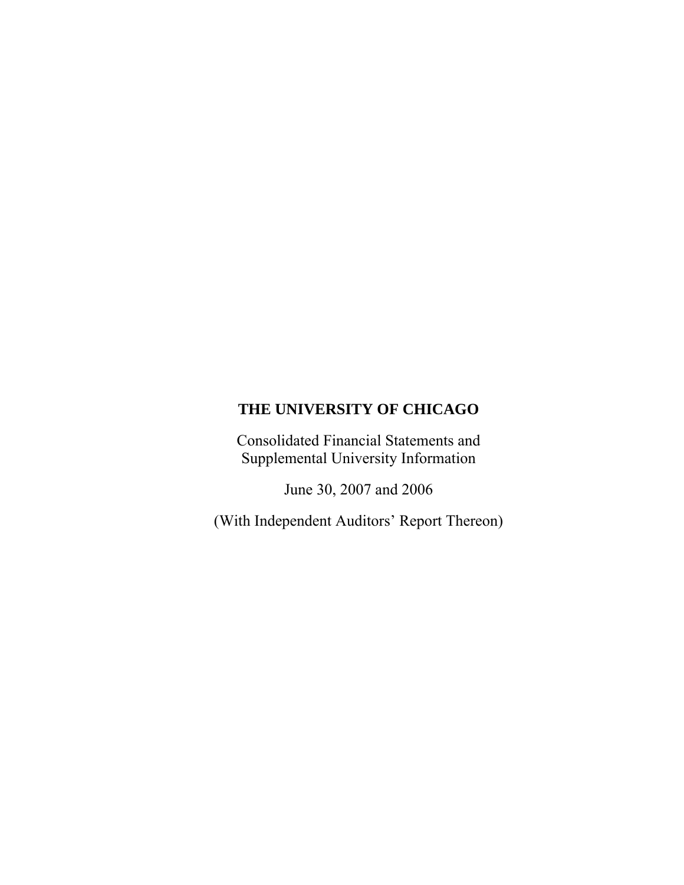# THE UNIVERSITY OF CHICAGO

Consolidated Financial Statements and
Supplemental University Information

June 30, 2007 and 2006

(With Independent Auditors' Report Thereon)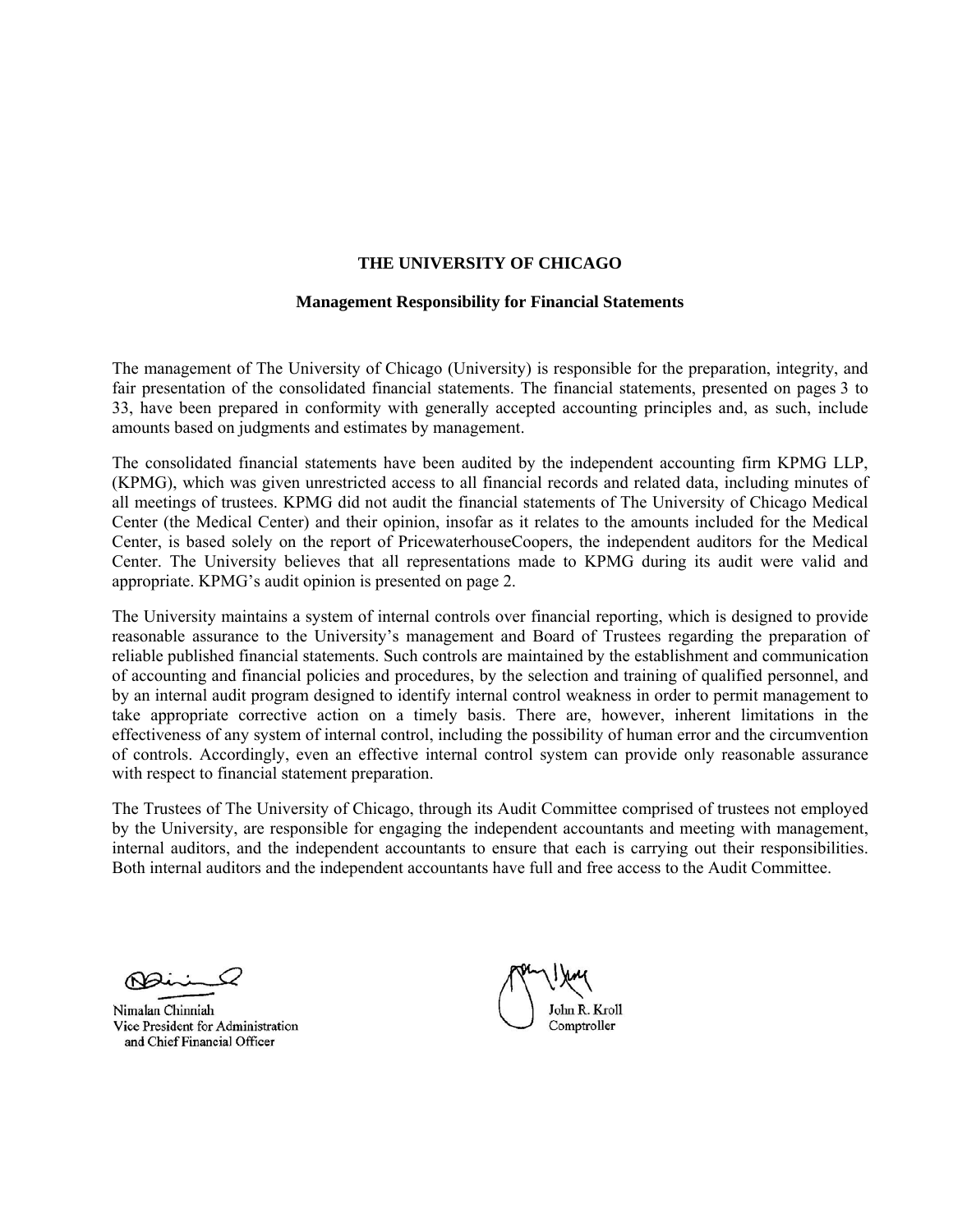# THE UNIVERSITY OF CHICAGO

## Management Responsibility for Financial Statements

The management of The University of Chicago (University) is responsible for the preparation, integrity, and fair presentation of the consolidated financial statements. The financial statements, presented on pages 3 to 33, have been prepared in conformity with generally accepted accounting principles and, as such, include amounts based on judgments and estimates by management.

The consolidated financial statements have been audited by the independent accounting firm KPMG LLP, (KPMG), which was given unrestricted access to all financial records and related data, including minutes of all meetings of trustees. KPMG did not audit the financial statements of The University of Chicago Medical Center (the Medical Center) and their opinion, insofar as it relates to the amounts included for the Medical Center, is based solely on the report of PricewaterhouseCoopers, the independent auditors for the Medical Center. The University believes that all representations made to KPMG during its audit were valid and appropriate. KPMG's audit opinion is presented on page 2.

The University maintains a system of internal controls over financial reporting, which is designed to provide reasonable assurance to the University's management and Board of Trustees regarding the preparation of reliable published financial statements. Such controls are maintained by the establishment and communication of accounting and financial policies and procedures, by the selection and training of qualified personnel, and by an internal audit program designed to identify internal control weakness in order to permit management to take appropriate corrective action on a timely basis. There are, however, inherent limitations in the effectiveness of any system of internal control, including the possibility of human error and the circumvention of controls. Accordingly, even an effective internal control system can provide only reasonable assurance with respect to financial statement preparation.

The Trustees of The University of Chicago, through its Audit Committee comprised of trustees not employed by the University, are responsible for engaging the independent accountants and meeting with management, internal auditors, and the independent accountants to ensure that each is carrying out their responsibilities. Both internal auditors and the independent accountants have full and free access to the Audit Committee.

Nimalan Chinniah
Vice President for Administration
and Chief Financial Officer

John R. Kroll
Comptroller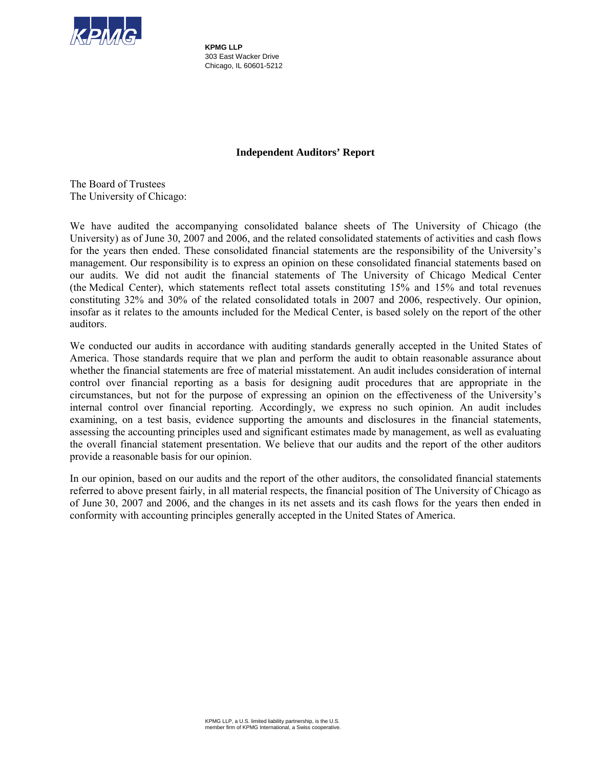**KPMG LLP**
303 East Wacker Drive
Chicago, IL 60601-5212

## Independent Auditors' Report

The Board of Trustees
The University of Chicago:

We have audited the accompanying consolidated balance sheets of The University of Chicago (the University) as of June 30, 2007 and 2006, and the related consolidated statements of activities and cash flows for the years then ended. These consolidated financial statements are the responsibility of the University's management. Our responsibility is to express an opinion on these consolidated financial statements based on our audits. We did not audit the financial statements of The University of Chicago Medical Center (the Medical Center), which statements reflect total assets constituting 15% and 15% and total revenues constituting 32% and 30% of the related consolidated totals in 2007 and 2006, respectively. Our opinion, insofar as it relates to the amounts included for the Medical Center, is based solely on the report of the other auditors.

We conducted our audits in accordance with auditing standards generally accepted in the United States of America. Those standards require that we plan and perform the audit to obtain reasonable assurance about whether the financial statements are free of material misstatement. An audit includes consideration of internal control over financial reporting as a basis for designing audit procedures that are appropriate in the circumstances, but not for the purpose of expressing an opinion on the effectiveness of the University's internal control over financial reporting. Accordingly, we express no such opinion. An audit includes examining, on a test basis, evidence supporting the amounts and disclosures in the financial statements, assessing the accounting principles used and significant estimates made by management, as well as evaluating the overall financial statement presentation. We believe that our audits and the report of the other auditors provide a reasonable basis for our opinion.

In our opinion, based on our audits and the report of the other auditors, the consolidated financial statements referred to above present fairly, in all material respects, the financial position of The University of Chicago as of June 30, 2007 and 2006, and the changes in its net assets and its cash flows for the years then ended in conformity with accounting principles generally accepted in the United States of America.

KPMG LLP, a U.S. limited liability partnership, is the U.S. member firm of KPMG International, a Swiss cooperative.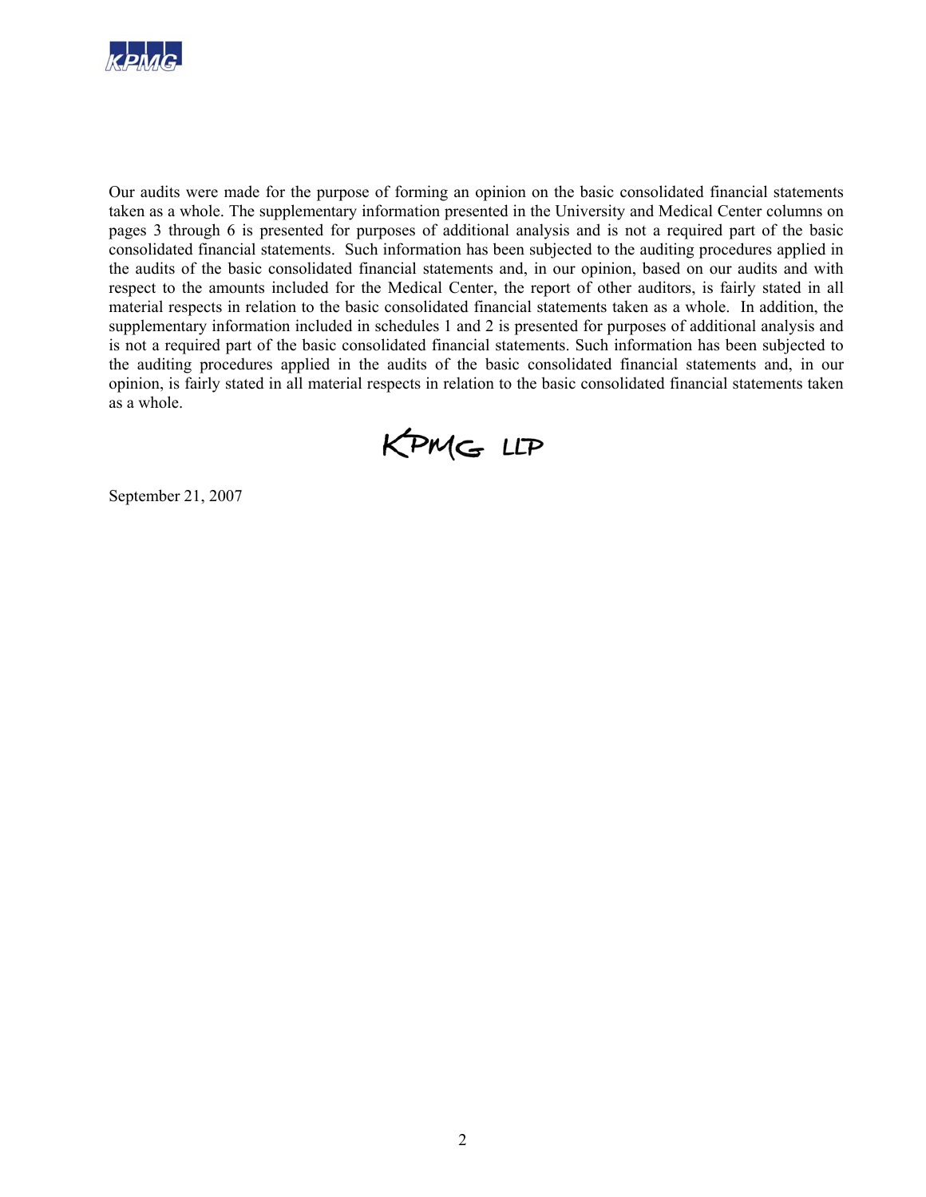Our audits were made for the purpose of forming an opinion on the basic consolidated financial statements taken as a whole. The supplementary information presented in the University and Medical Center columns on pages 3 through 6 is presented for purposes of additional analysis and is not a required part of the basic consolidated financial statements. Such information has been subjected to the auditing procedures applied in the audits of the basic consolidated financial statements and, in our opinion, based on our audits and with respect to the amounts included for the Medical Center, the report of other auditors, is fairly stated in all material respects in relation to the basic consolidated financial statements taken as a whole. In addition, the supplementary information included in schedules 1 and 2 is presented for purposes of additional analysis and is not a required part of the basic consolidated financial statements. Such information has been subjected to the auditing procedures applied in the audits of the basic consolidated financial statements and, in our opinion, is fairly stated in all material respects in relation to the basic consolidated financial statements taken as a whole.

KPMG LLP

September 21, 2007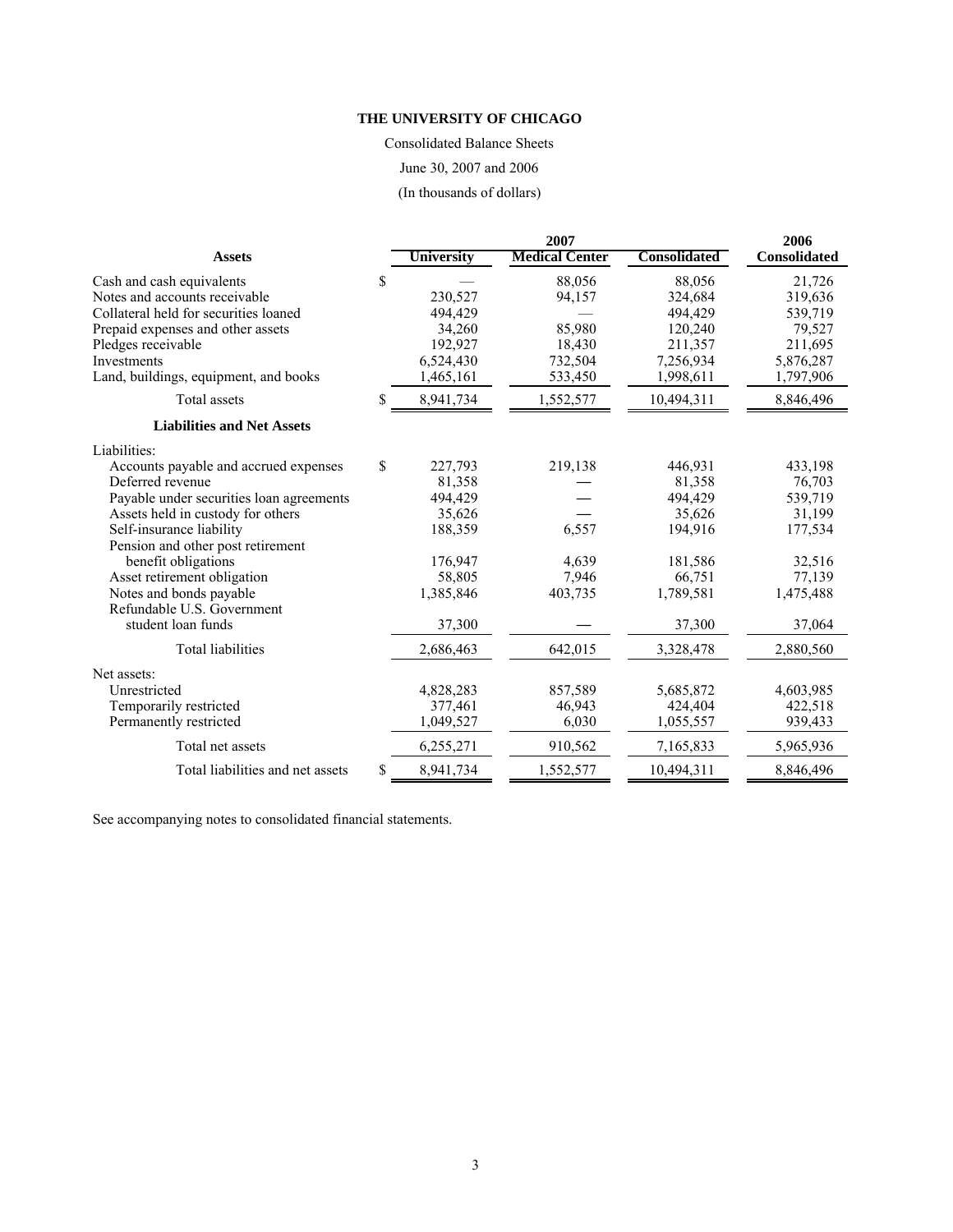# THE UNIVERSITY OF CHICAGO

Consolidated Balance Sheets

June 30, 2007 and 2006

(In thousands of dollars)

| | 2007 | | | 2006 |
|---|---|---|---|---|
| **Assets** | **University** | **Medical Center** | **Consolidated** | **Consolidated** |
| Cash and cash equivalents | $ — | 88,056 | 88,056 | 21,726 |
| Notes and accounts receivable | 230,527 | 94,157 | 324,684 | 319,636 |
| Collateral held for securities loaned | 494,429 | — | 494,429 | 539,719 |
| Prepaid expenses and other assets | 34,260 | 85,980 | 120,240 | 79,527 |
| Pledges receivable | 192,927 | 18,430 | 211,357 | 211,695 |
| Investments | 6,524,430 | 732,504 | 7,256,934 | 5,876,287 |
| Land, buildings, equipment, and books | 1,465,161 | 533,450 | 1,998,611 | 1,797,906 |
| Total assets | $ 8,941,734 | 1,552,577 | 10,494,311 | 8,846,496 |
| **Liabilities and Net Assets** | | | | |
| Liabilities: | | | | |
| Accounts payable and accrued expenses | $ 227,793 | 219,138 | 446,931 | 433,198 |
| Deferred revenue | 81,358 | — | 81,358 | 76,703 |
| Payable under securities loan agreements | 494,429 | — | 494,429 | 539,719 |
| Assets held in custody for others | 35,626 | — | 35,626 | 31,199 |
| Self-insurance liability | 188,359 | 6,557 | 194,916 | 177,534 |
| Pension and other post retirement benefit obligations | 176,947 | 4,639 | 181,586 | 32,516 |
| Asset retirement obligation | 58,805 | 7,946 | 66,751 | 77,139 |
| Notes and bonds payable | 1,385,846 | 403,735 | 1,789,581 | 1,475,488 |
| Refundable U.S. Government student loan funds | 37,300 | — | 37,300 | 37,064 |
| Total liabilities | 2,686,463 | 642,015 | 3,328,478 | 2,880,560 |
| Net assets: | | | | |
| Unrestricted | 4,828,283 | 857,589 | 5,685,872 | 4,603,985 |
| Temporarily restricted | 377,461 | 46,943 | 424,404 | 422,518 |
| Permanently restricted | 1,049,527 | 6,030 | 1,055,557 | 939,433 |
| Total net assets | 6,255,271 | 910,562 | 7,165,833 | 5,965,936 |
| Total liabilities and net assets | $ 8,941,734 | 1,552,577 | 10,494,311 | 8,846,496 |

See accompanying notes to consolidated financial statements.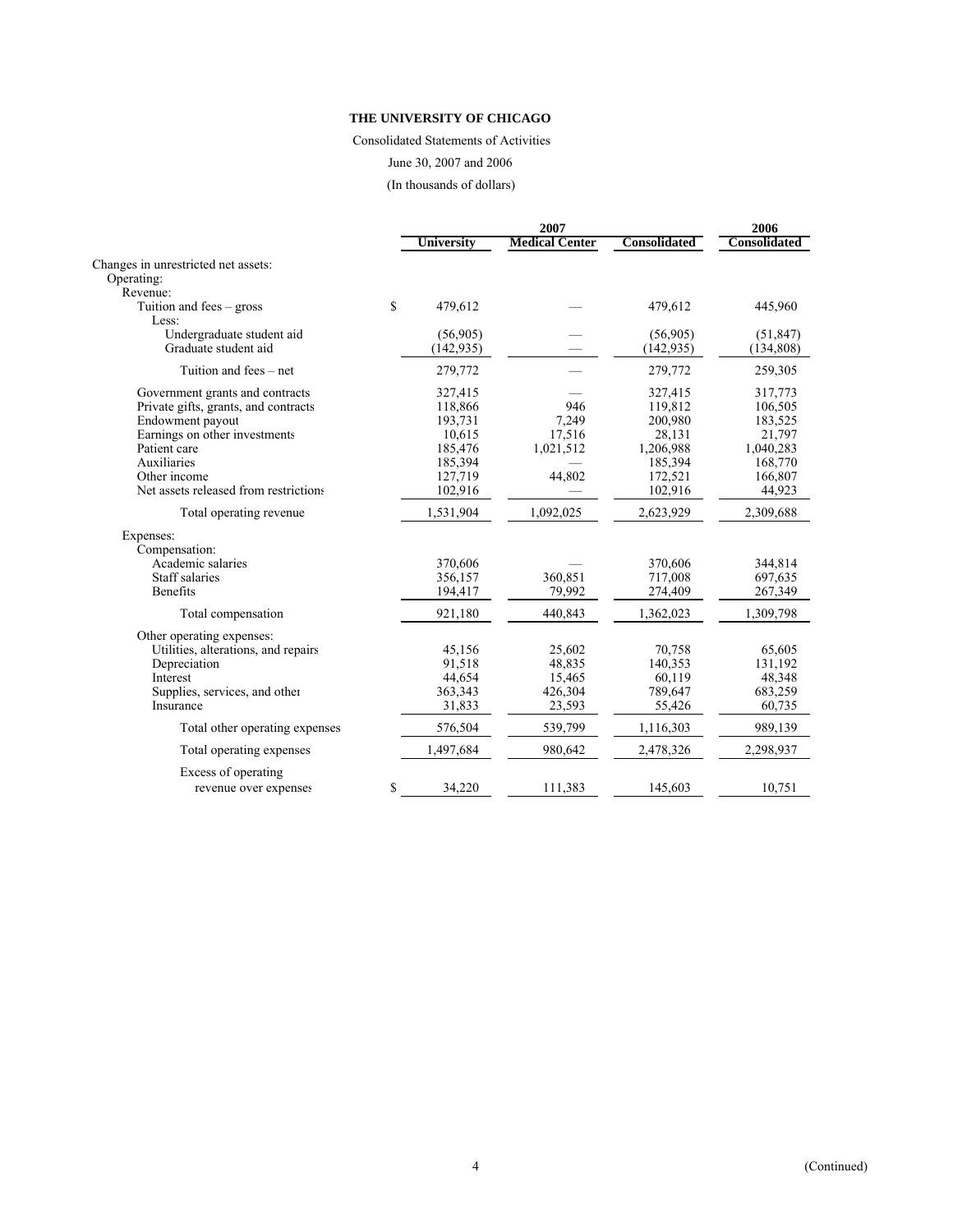**THE UNIVERSITY OF CHICAGO**

Consolidated Statements of Activities

June 30, 2007 and 2006

(In thousands of dollars)

| | 2007 | | | 2006 |
|---|---|---|---|---|
| | **University** | **Medical Center** | **Consolidated** | **Consolidated** |
| Changes in unrestricted net assets: | | | | |
| Operating: | | | | |
| Revenue: | | | | |
| Tuition and fees – gross | $ 479,612 | — | 479,612 | 445,960 |
| Less: | | | | |
| Undergraduate student aid | (56,905) | — | (56,905) | (51,847) |
| Graduate student aid | (142,935) | — | (142,935) | (134,808) |
| Tuition and fees – net | 279,772 | — | 279,772 | 259,305 |
| Government grants and contracts | 327,415 | — | 327,415 | 317,773 |
| Private gifts, grants, and contracts | 118,866 | 946 | 119,812 | 106,505 |
| Endowment payout | 193,731 | 7,249 | 200,980 | 183,525 |
| Earnings on other investments | 10,615 | 17,516 | 28,131 | 21,797 |
| Patient care | 185,476 | 1,021,512 | 1,206,988 | 1,040,283 |
| Auxiliaries | 185,394 | — | 185,394 | 168,770 |
| Other income | 127,719 | 44,802 | 172,521 | 166,807 |
| Net assets released from restrictions | 102,916 | — | 102,916 | 44,923 |
| Total operating revenue | 1,531,904 | 1,092,025 | 2,623,929 | 2,309,688 |
| Expenses: | | | | |
| Compensation: | | | | |
| Academic salaries | 370,606 | — | 370,606 | 344,814 |
| Staff salaries | 356,157 | 360,851 | 717,008 | 697,635 |
| Benefits | 194,417 | 79,992 | 274,409 | 267,349 |
| Total compensation | 921,180 | 440,843 | 1,362,023 | 1,309,798 |
| Other operating expenses: | | | | |
| Utilities, alterations, and repairs | 45,156 | 25,602 | 70,758 | 65,605 |
| Depreciation | 91,518 | 48,835 | 140,353 | 131,192 |
| Interest | 44,654 | 15,465 | 60,119 | 48,348 |
| Supplies, services, and other | 363,343 | 426,304 | 789,647 | 683,259 |
| Insurance | 31,833 | 23,593 | 55,426 | 60,735 |
| Total other operating expenses | 576,504 | 539,799 | 1,116,303 | 989,139 |
| Total operating expenses | 1,497,684 | 980,642 | 2,478,326 | 2,298,937 |
| Excess of operating revenue over expenses | $ 34,220 | 111,383 | 145,603 | 10,751 |

(Continued)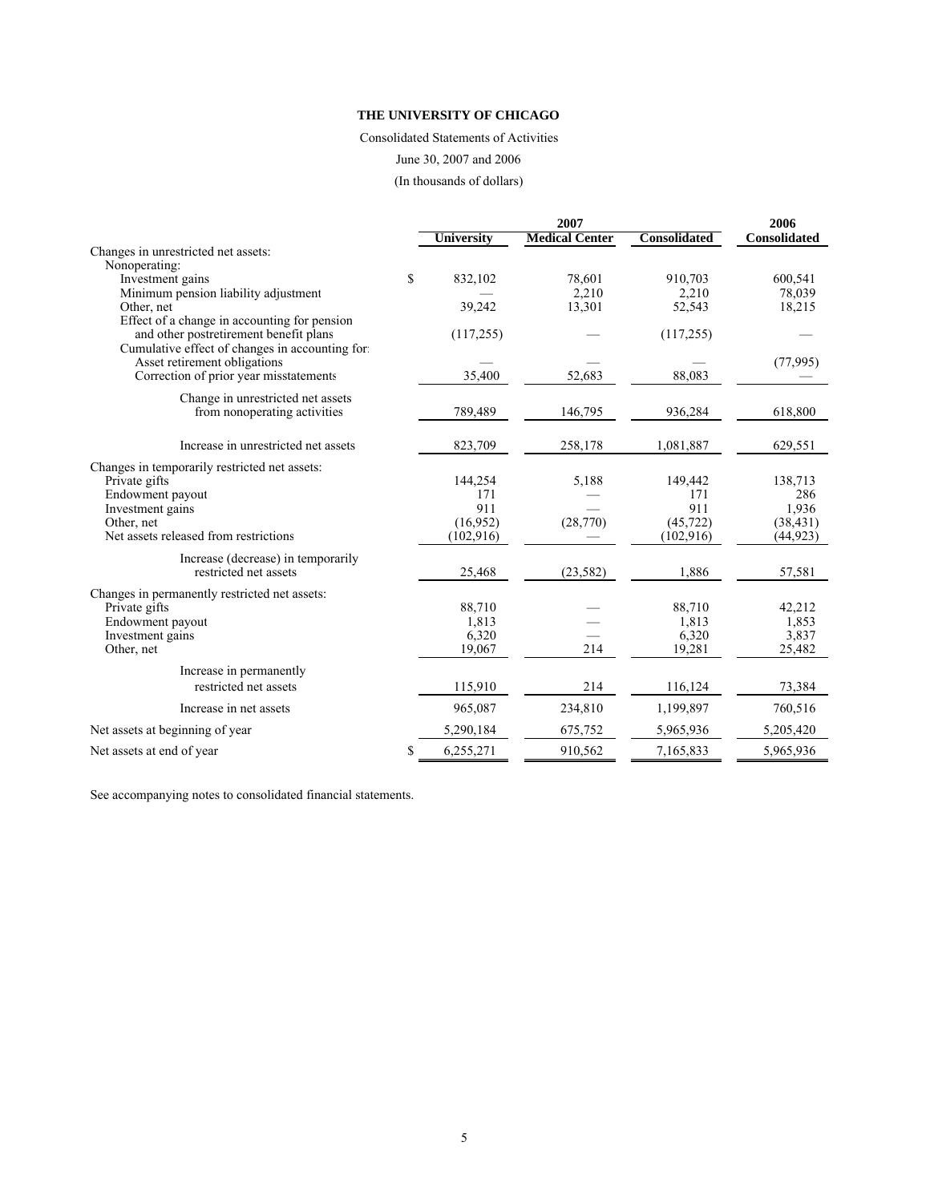**THE UNIVERSITY OF CHICAGO**

Consolidated Statements of Activities

June 30, 2007 and 2006

(In thousands of dollars)

| | 2007 | | | 2006 |
|---|---|---|---|---|
| | University | Medical Center | Consolidated | Consolidated |
| Changes in unrestricted net assets: | | | | |
| Nonoperating: | | | | |
| Investment gains | $ 832,102 | 78,601 | 910,703 | 600,541 |
| Minimum pension liability adjustment | — | 2,210 | 2,210 | 78,039 |
| Other, net | 39,242 | 13,301 | 52,543 | 18,215 |
| Effect of a change in accounting for pension and other postretirement benefit plans | (117,255) | — | (117,255) | — |
| Cumulative effect of changes in accounting for: | | | | |
| Asset retirement obligations | — | — | — | (77,995) |
| Correction of prior year misstatements | 35,400 | 52,683 | 88,083 | — |
| Change in unrestricted net assets from nonoperating activities | 789,489 | 146,795 | 936,284 | 618,800 |
| Increase in unrestricted net assets | 823,709 | 258,178 | 1,081,887 | 629,551 |
| Changes in temporarily restricted net assets: | | | | |
| Private gifts | 144,254 | 5,188 | 149,442 | 138,713 |
| Endowment payout | 171 | — | 171 | 286 |
| Investment gains | 911 | — | 911 | 1,936 |
| Other, net | (16,952) | (28,770) | (45,722) | (38,431) |
| Net assets released from restrictions | (102,916) | — | (102,916) | (44,923) |
| Increase (decrease) in temporarily restricted net assets | 25,468 | (23,582) | 1,886 | 57,581 |
| Changes in permanently restricted net assets: | | | | |
| Private gifts | 88,710 | — | 88,710 | 42,212 |
| Endowment payout | 1,813 | — | 1,813 | 1,853 |
| Investment gains | 6,320 | — | 6,320 | 3,837 |
| Other, net | 19,067 | 214 | 19,281 | 25,482 |
| Increase in permanently restricted net assets | 115,910 | 214 | 116,124 | 73,384 |
| Increase in net assets | 965,087 | 234,810 | 1,199,897 | 760,516 |
| Net assets at beginning of year | 5,290,184 | 675,752 | 5,965,936 | 5,205,420 |
| Net assets at end of year | $ 6,255,271 | 910,562 | 7,165,833 | 5,965,936 |

See accompanying notes to consolidated financial statements.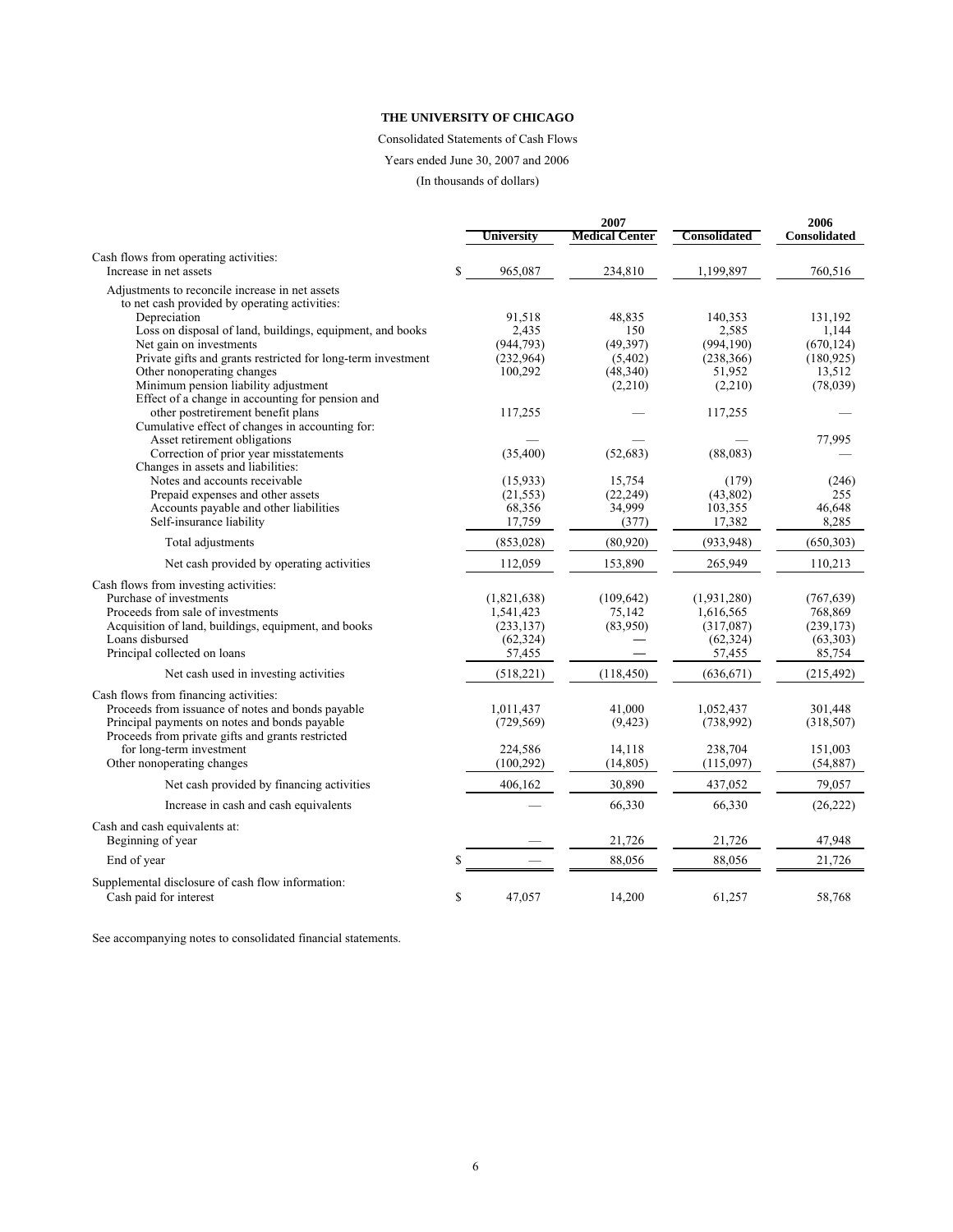**THE UNIVERSITY OF CHICAGO**

Consolidated Statements of Cash Flows

Years ended June 30, 2007 and 2006

(In thousands of dollars)

| | 2007 | | | 2006 |
|---|---|---|---|---|
| | University | Medical Center | Consolidated | Consolidated |
| Cash flows from operating activities: | | | | |
| Increase in net assets | $ 965,087 | 234,810 | 1,199,897 | 760,516 |
| Adjustments to reconcile increase in net assets to net cash provided by operating activities: | | | | |
| Depreciation | 91,518 | 48,835 | 140,353 | 131,192 |
| Loss on disposal of land, buildings, equipment, and books | 2,435 | 150 | 2,585 | 1,144 |
| Net gain on investments | (944,793) | (49,397) | (994,190) | (670,124) |
| Private gifts and grants restricted for long-term investment | (232,964) | (5,402) | (238,366) | (180,925) |
| Other nonoperating changes | 100,292 | (48,340) | 51,952 | 13,512 |
| Minimum pension liability adjustment | | (2,210) | (2,210) | (78,039) |
| Effect of a change in accounting for pension and other postretirement benefit plans | 117,255 | — | 117,255 | — |
| Cumulative effect of changes in accounting for: | | | | |
| Asset retirement obligations | — | — | — | 77,995 |
| Correction of prior year misstatements | (35,400) | (52,683) | (88,083) | — |
| Changes in assets and liabilities: | | | | |
| Notes and accounts receivable | (15,933) | 15,754 | (179) | (246) |
| Prepaid expenses and other assets | (21,553) | (22,249) | (43,802) | 255 |
| Accounts payable and other liabilities | 68,356 | 34,999 | 103,355 | 46,648 |
| Self-insurance liability | 17,759 | (377) | 17,382 | 8,285 |
| Total adjustments | (853,028) | (80,920) | (933,948) | (650,303) |
| Net cash provided by operating activities | 112,059 | 153,890 | 265,949 | 110,213 |
| Cash flows from investing activities: | | | | |
| Purchase of investments | (1,821,638) | (109,642) | (1,931,280) | (767,639) |
| Proceeds from sale of investments | 1,541,423 | 75,142 | 1,616,565 | 768,869 |
| Acquisition of land, buildings, equipment, and books | (233,137) | (83,950) | (317,087) | (239,173) |
| Loans disbursed | (62,324) | — | (62,324) | (63,303) |
| Principal collected on loans | 57,455 | — | 57,455 | 85,754 |
| Net cash used in investing activities | (518,221) | (118,450) | (636,671) | (215,492) |
| Cash flows from financing activities: | | | | |
| Proceeds from issuance of notes and bonds payable | 1,011,437 | 41,000 | 1,052,437 | 301,448 |
| Principal payments on notes and bonds payable | (729,569) | (9,423) | (738,992) | (318,507) |
| Proceeds from private gifts and grants restricted for long-term investment | 224,586 | 14,118 | 238,704 | 151,003 |
| Other nonoperating changes | (100,292) | (14,805) | (115,097) | (54,887) |
| Net cash provided by financing activities | 406,162 | 30,890 | 437,052 | 79,057 |
| Increase in cash and cash equivalents | — | 66,330 | 66,330 | (26,222) |
| Cash and cash equivalents at: | | | | |
| Beginning of year | — | 21,726 | 21,726 | 47,948 |
| End of year | $ — | 88,056 | 88,056 | 21,726 |
| Supplemental disclosure of cash flow information: | | | | |
| Cash paid for interest | $ 47,057 | 14,200 | 61,257 | 58,768 |

See accompanying notes to consolidated financial statements.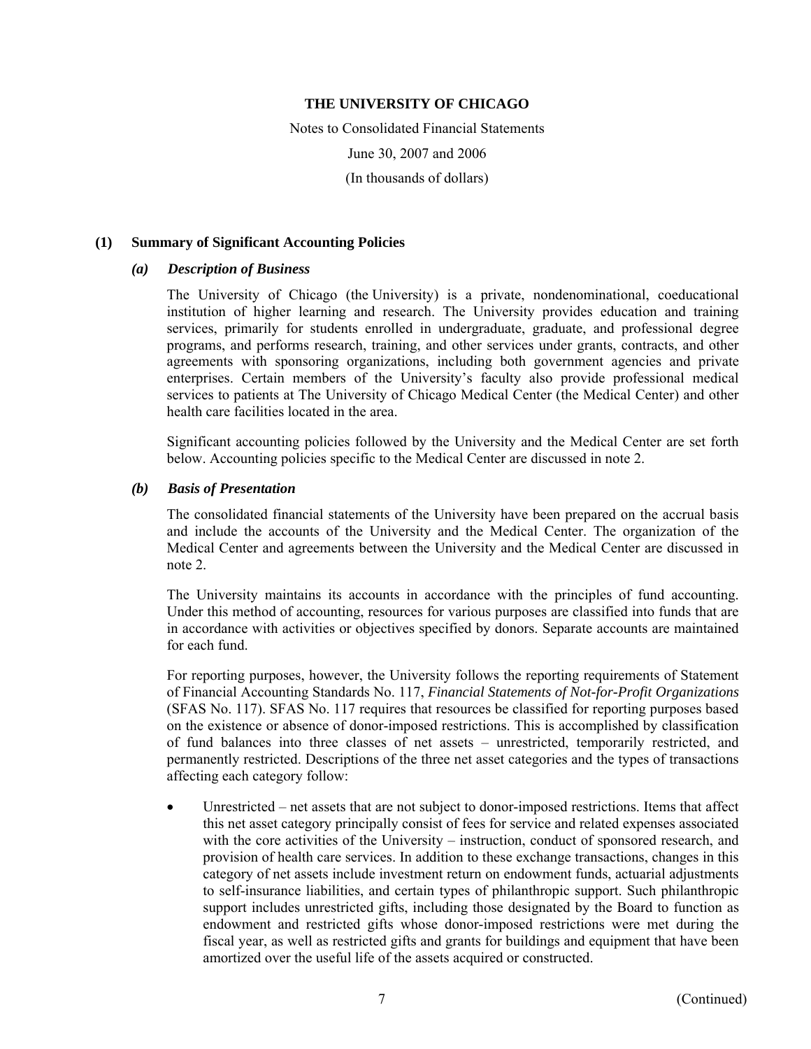**THE UNIVERSITY OF CHICAGO**

Notes to Consolidated Financial Statements

June 30, 2007 and 2006

(In thousands of dollars)

## (1) Summary of Significant Accounting Policies

### *(a) Description of Business*

The University of Chicago (the University) is a private, nondenominational, coeducational institution of higher learning and research. The University provides education and training services, primarily for students enrolled in undergraduate, graduate, and professional degree programs, and performs research, training, and other services under grants, contracts, and other agreements with sponsoring organizations, including both government agencies and private enterprises. Certain members of the University's faculty also provide professional medical services to patients at The University of Chicago Medical Center (the Medical Center) and other health care facilities located in the area.

Significant accounting policies followed by the University and the Medical Center are set forth below. Accounting policies specific to the Medical Center are discussed in note 2.

### *(b) Basis of Presentation*

The consolidated financial statements of the University have been prepared on the accrual basis and include the accounts of the University and the Medical Center. The organization of the Medical Center and agreements between the University and the Medical Center are discussed in note 2.

The University maintains its accounts in accordance with the principles of fund accounting. Under this method of accounting, resources for various purposes are classified into funds that are in accordance with activities or objectives specified by donors. Separate accounts are maintained for each fund.

For reporting purposes, however, the University follows the reporting requirements of Statement of Financial Accounting Standards No. 117, *Financial Statements of Not-for-Profit Organizations* (SFAS No. 117). SFAS No. 117 requires that resources be classified for reporting purposes based on the existence or absence of donor-imposed restrictions. This is accomplished by classification of fund balances into three classes of net assets – unrestricted, temporarily restricted, and permanently restricted. Descriptions of the three net asset categories and the types of transactions affecting each category follow:

- Unrestricted – net assets that are not subject to donor-imposed restrictions. Items that affect this net asset category principally consist of fees for service and related expenses associated with the core activities of the University – instruction, conduct of sponsored research, and provision of health care services. In addition to these exchange transactions, changes in this category of net assets include investment return on endowment funds, actuarial adjustments to self-insurance liabilities, and certain types of philanthropic support. Such philanthropic support includes unrestricted gifts, including those designated by the Board to function as endowment and restricted gifts whose donor-imposed restrictions were met during the fiscal year, as well as restricted gifts and grants for buildings and equipment that have been amortized over the useful life of the assets acquired or constructed.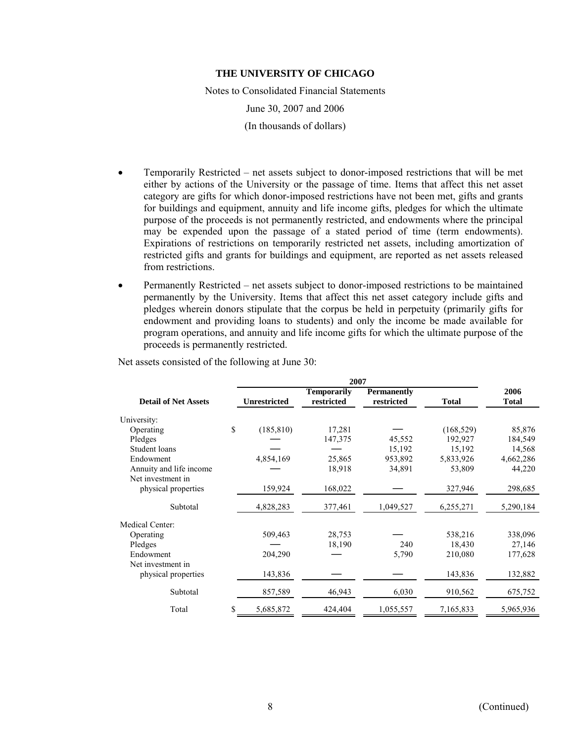- Temporarily Restricted – net assets subject to donor-imposed restrictions that will be met either by actions of the University or the passage of time. Items that affect this net asset category are gifts for which donor-imposed restrictions have not been met, gifts and grants for buildings and equipment, annuity and life income gifts, pledges for which the ultimate purpose of the proceeds is not permanently restricted, and endowments where the principal may be expended upon the passage of a stated period of time (term endowments). Expirations of restrictions on temporarily restricted net assets, including amortization of restricted gifts and grants for buildings and equipment, are reported as net assets released from restrictions.
- Permanently Restricted – net assets subject to donor-imposed restrictions to be maintained permanently by the University. Items that affect this net asset category include gifts and pledges wherein donors stipulate that the corpus be held in perpetuity (primarily gifts for endowment and providing loans to students) and only the income be made available for program operations, and annuity and life income gifts for which the ultimate purpose of the proceeds is permanently restricted.

Net assets consisted of the following at June 30:

| | 2007 | | | | |
|---|---|---|---|---|---|
| **Detail of Net Assets** | **Unrestricted** | **Temporarily restricted** | **Permanently restricted** | **Total** | **2006 Total** |
| University: | | | | | |
| Operating | $ (185,810) | 17,281 | — | (168,529) | 85,876 |
| Pledges | — | 147,375 | 45,552 | 192,927 | 184,549 |
| Student loans | — | — | 15,192 | 15,192 | 14,568 |
| Endowment | 4,854,169 | 25,865 | 953,892 | 5,833,926 | 4,662,286 |
| Annuity and life income | — | 18,918 | 34,891 | 53,809 | 44,220 |
| Net investment in physical properties | 159,924 | 168,022 | — | 327,946 | 298,685 |
| Subtotal | 4,828,283 | 377,461 | 1,049,527 | 6,255,271 | 5,290,184 |
| Medical Center: | | | | | |
| Operating | 509,463 | 28,753 | — | 538,216 | 338,096 |
| Pledges | — | 18,190 | 240 | 18,430 | 27,146 |
| Endowment | 204,290 | — | 5,790 | 210,080 | 177,628 |
| Net investment in physical properties | 143,836 | — | — | 143,836 | 132,882 |
| Subtotal | 857,589 | 46,943 | 6,030 | 910,562 | 675,752 |
| Total | $ 5,685,872 | 424,404 | 1,055,557 | 7,165,833 | 5,965,936 |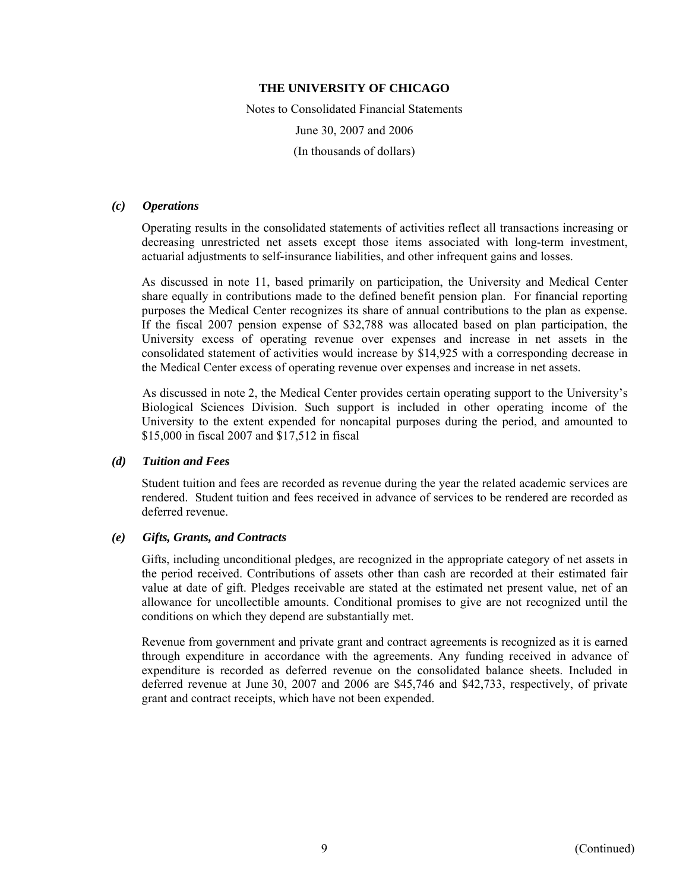### *(c) Operations*

Operating results in the consolidated statements of activities reflect all transactions increasing or decreasing unrestricted net assets except those items associated with long-term investment, actuarial adjustments to self-insurance liabilities, and other infrequent gains and losses.

As discussed in note 11, based primarily on participation, the University and Medical Center share equally in contributions made to the defined benefit pension plan. For financial reporting purposes the Medical Center recognizes its share of annual contributions to the plan as expense. If the fiscal 2007 pension expense of $32,788 was allocated based on plan participation, the University excess of operating revenue over expenses and increase in net assets in the consolidated statement of activities would increase by $14,925 with a corresponding decrease in the Medical Center excess of operating revenue over expenses and increase in net assets.

As discussed in note 2, the Medical Center provides certain operating support to the University's Biological Sciences Division. Such support is included in other operating income of the University to the extent expended for noncapital purposes during the period, and amounted to $15,000 in fiscal 2007 and $17,512 in fiscal

### *(d) Tuition and Fees*

Student tuition and fees are recorded as revenue during the year the related academic services are rendered. Student tuition and fees received in advance of services to be rendered are recorded as deferred revenue.

### *(e) Gifts, Grants, and Contracts*

Gifts, including unconditional pledges, are recognized in the appropriate category of net assets in the period received. Contributions of assets other than cash are recorded at their estimated fair value at date of gift. Pledges receivable are stated at the estimated net present value, net of an allowance for uncollectible amounts. Conditional promises to give are not recognized until the conditions on which they depend are substantially met.

Revenue from government and private grant and contract agreements is recognized as it is earned through expenditure in accordance with the agreements. Any funding received in advance of expenditure is recorded as deferred revenue on the consolidated balance sheets. Included in deferred revenue at June 30, 2007 and 2006 are $45,746 and $42,733, respectively, of private grant and contract receipts, which have not been expended.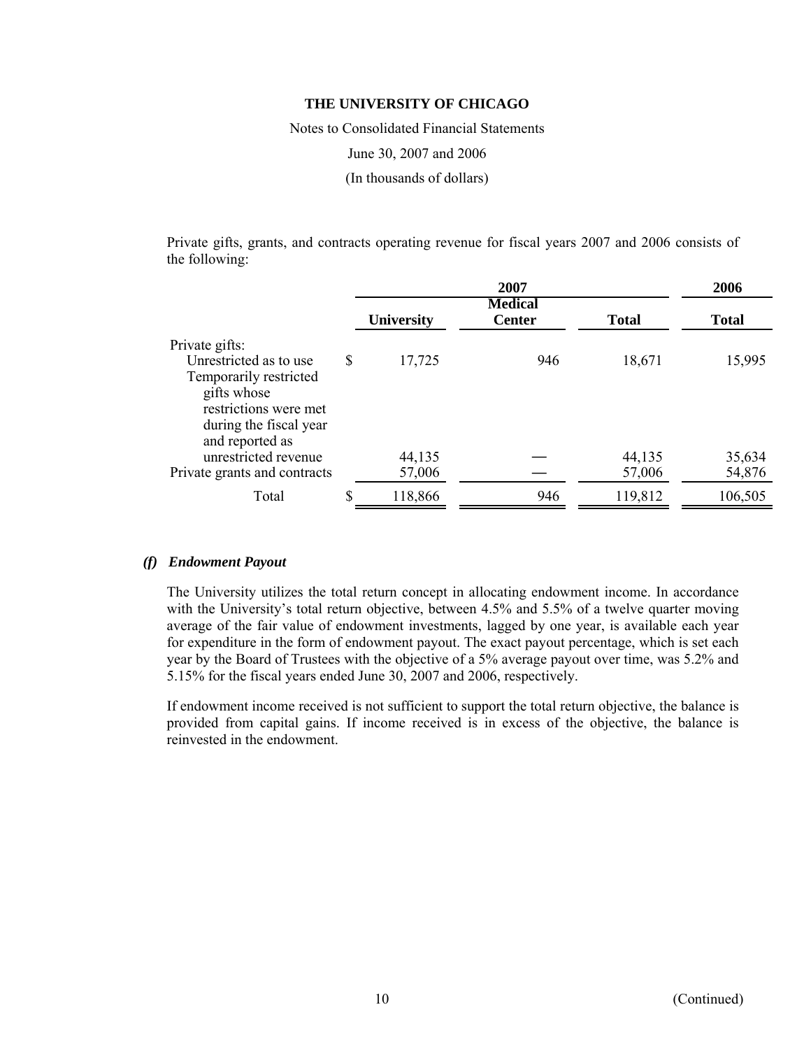Private gifts, grants, and contracts operating revenue for fiscal years 2007 and 2006 consists of the following:

| | 2007 | | | 2006 |
|---|---|---|---|---|
| | University | Medical Center | Total | Total |
| Private gifts: | | | | |
| Unrestricted as to use | $ 17,725 | 946 | 18,671 | 15,995 |
| Temporarily restricted gifts whose restrictions were met during the fiscal year and reported as unrestricted revenue | 44,135 | — | 44,135 | 35,634 |
| Private grants and contracts | 57,006 | — | 57,006 | 54,876 |
| Total | $ 118,866 | 946 | 119,812 | 106,505 |

### *(f) Endowment Payout*

The University utilizes the total return concept in allocating endowment income. In accordance with the University's total return objective, between 4.5% and 5.5% of a twelve quarter moving average of the fair value of endowment investments, lagged by one year, is available each year for expenditure in the form of endowment payout. The exact payout percentage, which is set each year by the Board of Trustees with the objective of a 5% average payout over time, was 5.2% and 5.15% for the fiscal years ended June 30, 2007 and 2006, respectively.

If endowment income received is not sufficient to support the total return objective, the balance is provided from capital gains. If income received is in excess of the objective, the balance is reinvested in the endowment.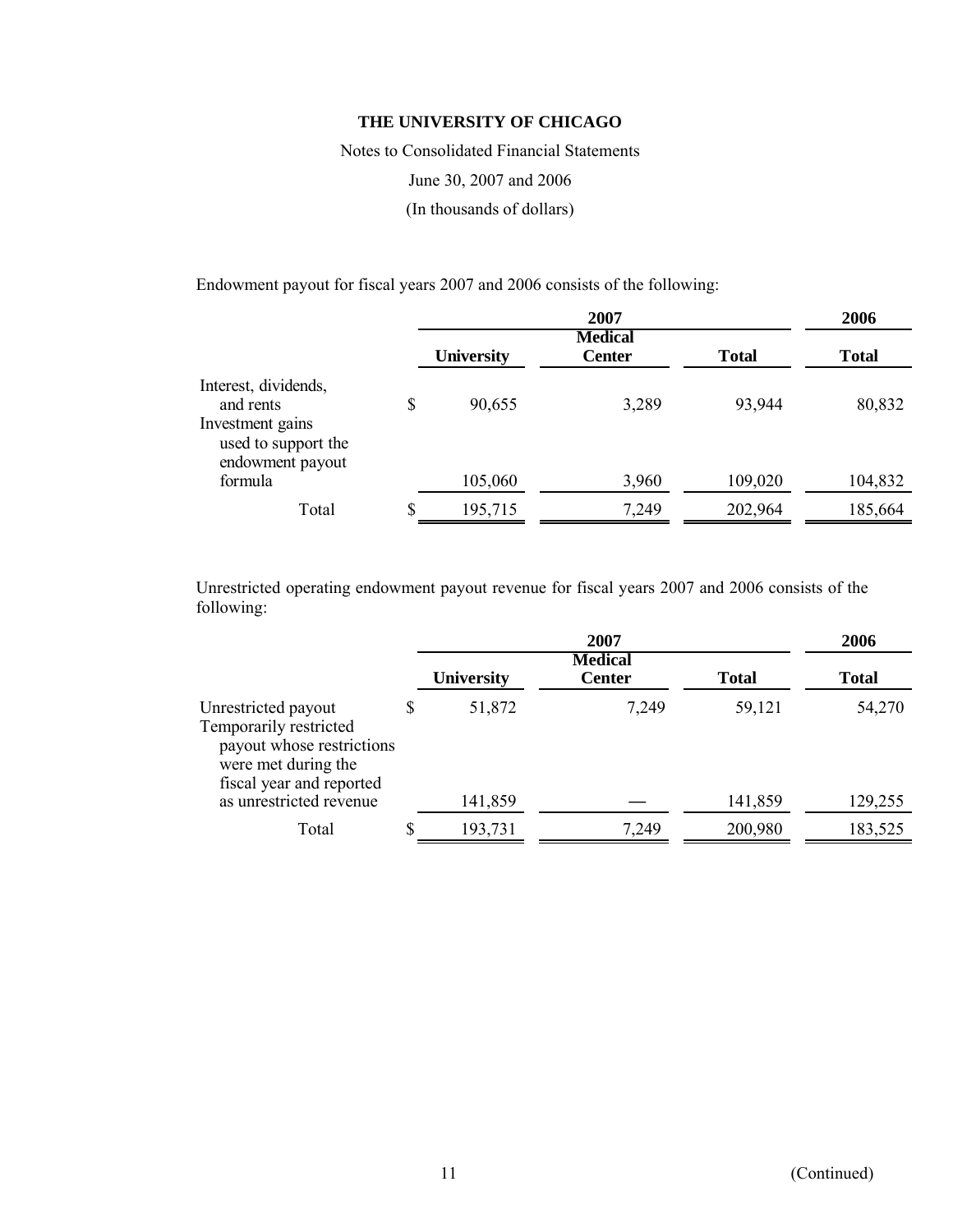**THE UNIVERSITY OF CHICAGO**

Notes to Consolidated Financial Statements

June 30, 2007 and 2006

(In thousands of dollars)

Endowment payout for fiscal years 2007 and 2006 consists of the following:

| | 2007 | | | 2006 |
|---|---|---|---|---|
| | University | Medical Center | Total | Total |
| Interest, dividends, and rents | $ 90,655 | 3,289 | 93,944 | 80,832 |
| Investment gains used to support the endowment payout formula | 105,060 | 3,960 | 109,020 | 104,832 |
| Total | $ 195,715 | 7,249 | 202,964 | 185,664 |

Unrestricted operating endowment payout revenue for fiscal years 2007 and 2006 consists of the following:

| | 2007 | | | 2006 |
|---|---|---|---|---|
| | University | Medical Center | Total | Total |
| Unrestricted payout | $ 51,872 | 7,249 | 59,121 | 54,270 |
| Temporarily restricted payout whose restrictions were met during the fiscal year and reported as unrestricted revenue | 141,859 | — | 141,859 | 129,255 |
| Total | $ 193,731 | 7,249 | 200,980 | 183,525 |

(Continued)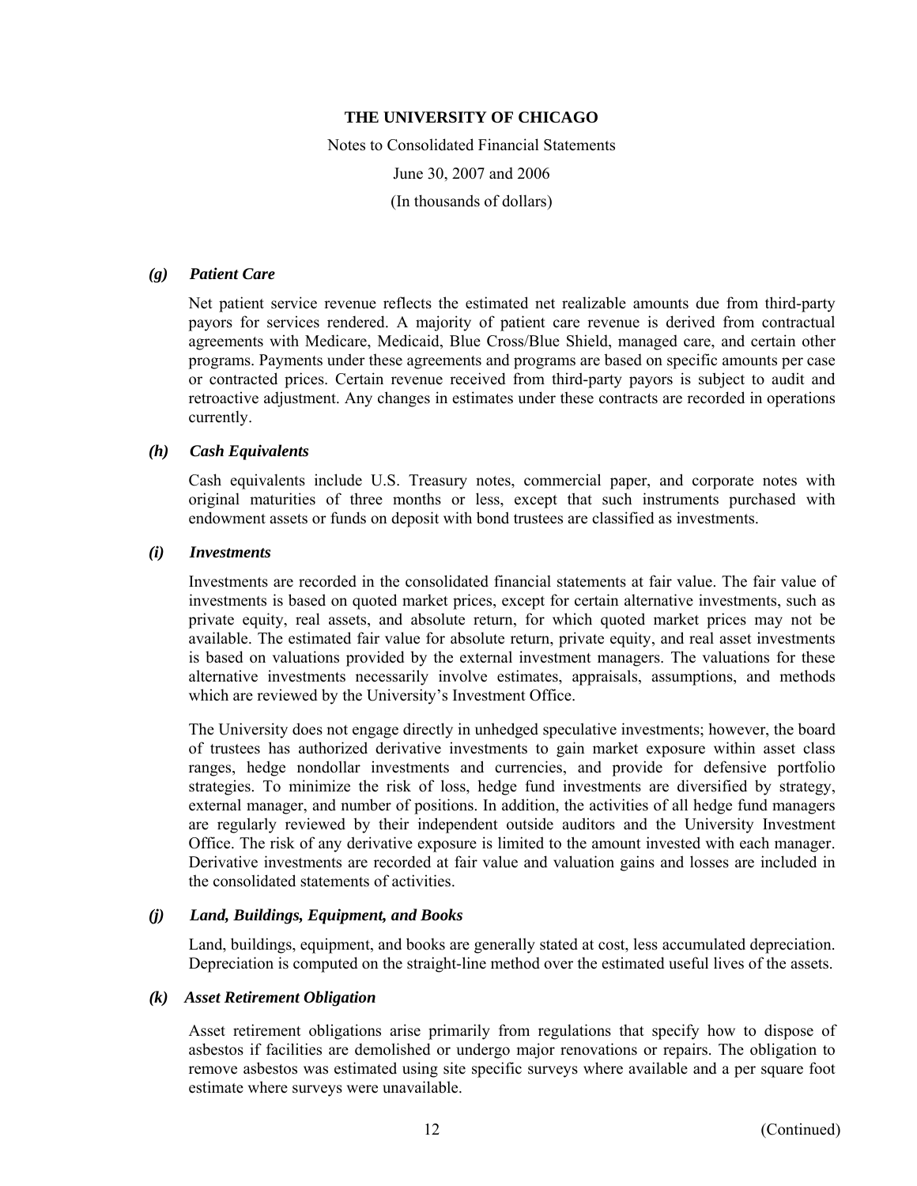### *(g) Patient Care*

Net patient service revenue reflects the estimated net realizable amounts due from third-party payors for services rendered. A majority of patient care revenue is derived from contractual agreements with Medicare, Medicaid, Blue Cross/Blue Shield, managed care, and certain other programs. Payments under these agreements and programs are based on specific amounts per case or contracted prices. Certain revenue received from third-party payors is subject to audit and retroactive adjustment. Any changes in estimates under these contracts are recorded in operations currently.

### *(h) Cash Equivalents*

Cash equivalents include U.S. Treasury notes, commercial paper, and corporate notes with original maturities of three months or less, except that such instruments purchased with endowment assets or funds on deposit with bond trustees are classified as investments.

### *(i) Investments*

Investments are recorded in the consolidated financial statements at fair value. The fair value of investments is based on quoted market prices, except for certain alternative investments, such as private equity, real assets, and absolute return, for which quoted market prices may not be available. The estimated fair value for absolute return, private equity, and real asset investments is based on valuations provided by the external investment managers. The valuations for these alternative investments necessarily involve estimates, appraisals, assumptions, and methods which are reviewed by the University's Investment Office.

The University does not engage directly in unhedged speculative investments; however, the board of trustees has authorized derivative investments to gain market exposure within asset class ranges, hedge nondollar investments and currencies, and provide for defensive portfolio strategies. To minimize the risk of loss, hedge fund investments are diversified by strategy, external manager, and number of positions. In addition, the activities of all hedge fund managers are regularly reviewed by their independent outside auditors and the University Investment Office. The risk of any derivative exposure is limited to the amount invested with each manager. Derivative investments are recorded at fair value and valuation gains and losses are included in the consolidated statements of activities.

### *(j) Land, Buildings, Equipment, and Books*

Land, buildings, equipment, and books are generally stated at cost, less accumulated depreciation. Depreciation is computed on the straight-line method over the estimated useful lives of the assets.

### *(k) Asset Retirement Obligation*

Asset retirement obligations arise primarily from regulations that specify how to dispose of asbestos if facilities are demolished or undergo major renovations or repairs. The obligation to remove asbestos was estimated using site specific surveys where available and a per square foot estimate where surveys were unavailable.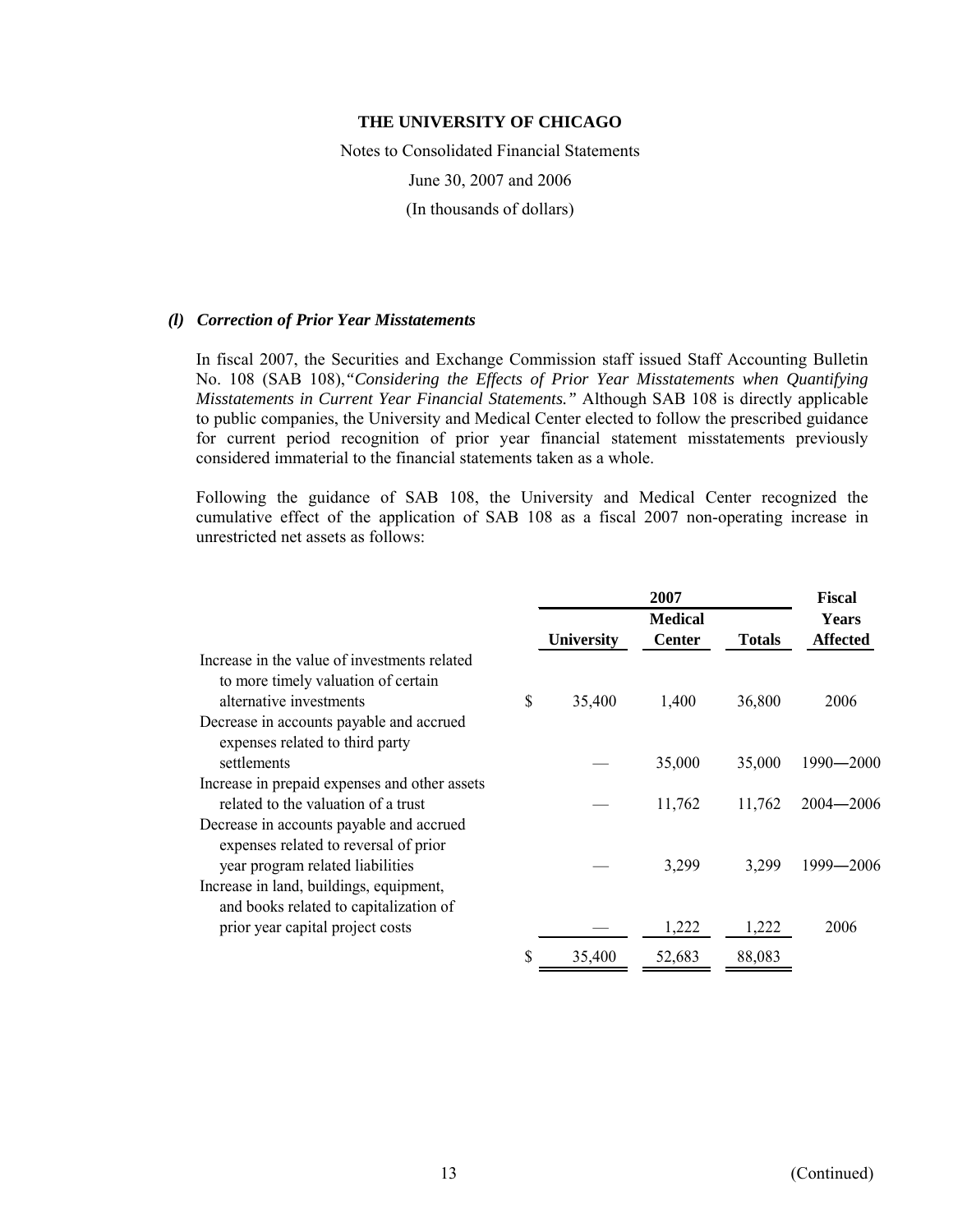# THE UNIVERSITY OF CHICAGO

Notes to Consolidated Financial Statements

June 30, 2007 and 2006

(In thousands of dollars)

### *(l) Correction of Prior Year Misstatements*

In fiscal 2007, the Securities and Exchange Commission staff issued Staff Accounting Bulletin No. 108 (SAB 108), *"Considering the Effects of Prior Year Misstatements when Quantifying Misstatements in Current Year Financial Statements."* Although SAB 108 is directly applicable to public companies, the University and Medical Center elected to follow the prescribed guidance for current period recognition of prior year financial statement misstatements previously considered immaterial to the financial statements taken as a whole.

Following the guidance of SAB 108, the University and Medical Center recognized the cumulative effect of the application of SAB 108 as a fiscal 2007 non-operating increase in unrestricted net assets as follows:

| | 2007 | | | Fiscal |
|---|---|---|---|---|
| | University | Medical Center | Totals | Years Affected |
| Increase in the value of investments related to more timely valuation of certain alternative investments | $ 35,400 | 1,400 | 36,800 | 2006 |
| Decrease in accounts payable and accrued expenses related to third party settlements | — | 35,000 | 35,000 | 1990—2000 |
| Increase in prepaid expenses and other assets related to the valuation of a trust | — | 11,762 | 11,762 | 2004—2006 |
| Decrease in accounts payable and accrued expenses related to reversal of prior year program related liabilities | — | 3,299 | 3,299 | 1999—2006 |
| Increase in land, buildings, equipment, and books related to capitalization of prior year capital project costs | — | 1,222 | 1,222 | 2006 |
| | $ 35,400 | 52,683 | 88,083 | |

(Continued)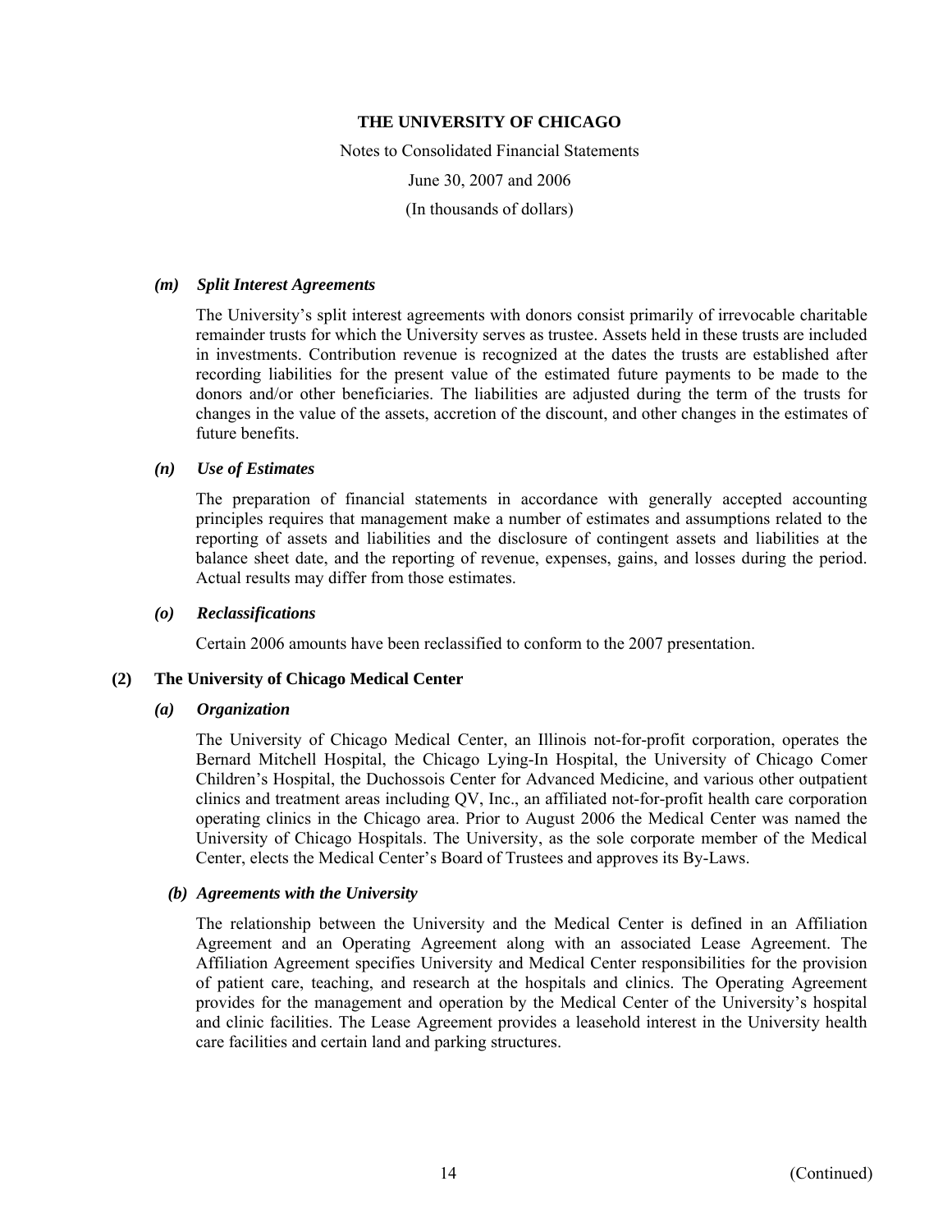#### *(m) Split Interest Agreements*

The University's split interest agreements with donors consist primarily of irrevocable charitable remainder trusts for which the University serves as trustee. Assets held in these trusts are included in investments. Contribution revenue is recognized at the dates the trusts are established after recording liabilities for the present value of the estimated future payments to be made to the donors and/or other beneficiaries. The liabilities are adjusted during the term of the trusts for changes in the value of the assets, accretion of the discount, and other changes in the estimates of future benefits.

#### *(n) Use of Estimates*

The preparation of financial statements in accordance with generally accepted accounting principles requires that management make a number of estimates and assumptions related to the reporting of assets and liabilities and the disclosure of contingent assets and liabilities at the balance sheet date, and the reporting of revenue, expenses, gains, and losses during the period. Actual results may differ from those estimates.

#### *(o) Reclassifications*

Certain 2006 amounts have been reclassified to conform to the 2007 presentation.

### (2) The University of Chicago Medical Center

#### *(a) Organization*

The University of Chicago Medical Center, an Illinois not-for-profit corporation, operates the Bernard Mitchell Hospital, the Chicago Lying-In Hospital, the University of Chicago Comer Children's Hospital, the Duchossois Center for Advanced Medicine, and various other outpatient clinics and treatment areas including QV, Inc., an affiliated not-for-profit health care corporation operating clinics in the Chicago area. Prior to August 2006 the Medical Center was named the University of Chicago Hospitals. The University, as the sole corporate member of the Medical Center, elects the Medical Center's Board of Trustees and approves its By-Laws.

#### *(b) Agreements with the University*

The relationship between the University and the Medical Center is defined in an Affiliation Agreement and an Operating Agreement along with an associated Lease Agreement. The Affiliation Agreement specifies University and Medical Center responsibilities for the provision of patient care, teaching, and research at the hospitals and clinics. The Operating Agreement provides for the management and operation by the Medical Center of the University's hospital and clinic facilities. The Lease Agreement provides a leasehold interest in the University health care facilities and certain land and parking structures.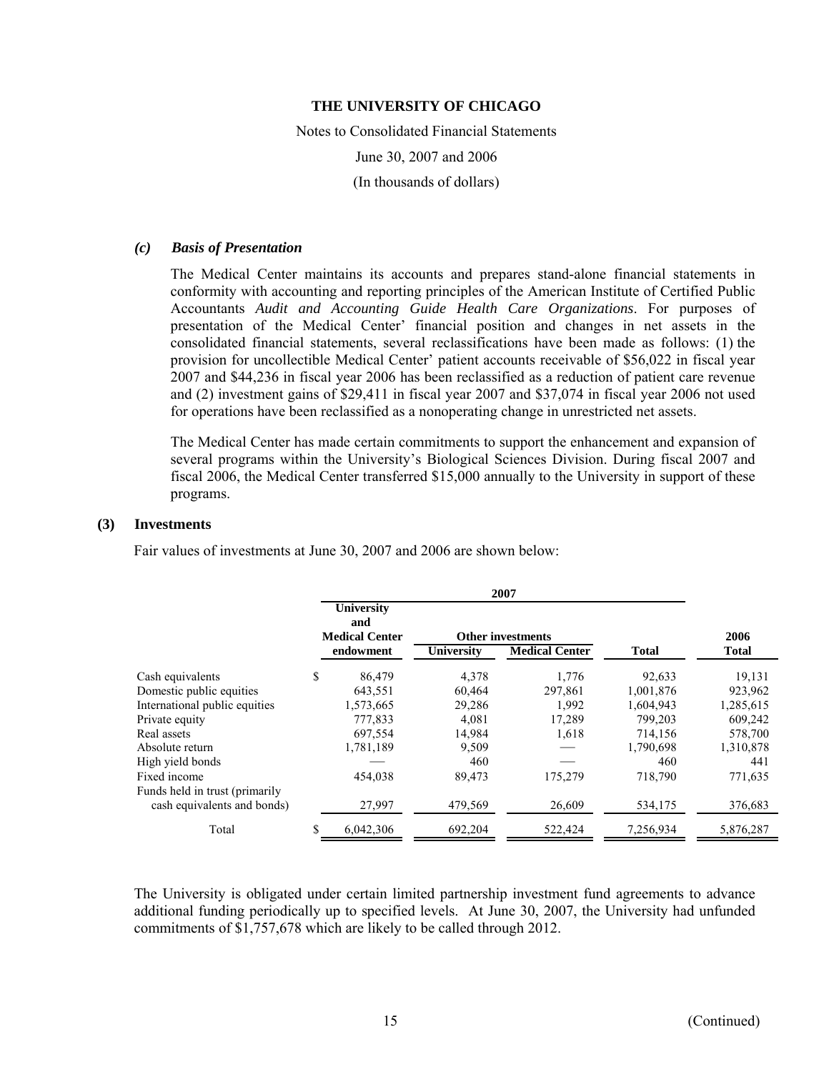#### *(c) Basis of Presentation*

The Medical Center maintains its accounts and prepares stand-alone financial statements in conformity with accounting and reporting principles of the American Institute of Certified Public Accountants *Audit and Accounting Guide Health Care Organizations*. For purposes of presentation of the Medical Center' financial position and changes in net assets in the consolidated financial statements, several reclassifications have been made as follows: (1) the provision for uncollectible Medical Center' patient accounts receivable of $56,022 in fiscal year 2007 and $44,236 in fiscal year 2006 has been reclassified as a reduction of patient care revenue and (2) investment gains of $29,411 in fiscal year 2007 and $37,074 in fiscal year 2006 not used for operations have been reclassified as a nonoperating change in unrestricted net assets.

The Medical Center has made certain commitments to support the enhancement and expansion of several programs within the University's Biological Sciences Division. During fiscal 2007 and fiscal 2006, the Medical Center transferred $15,000 annually to the University in support of these programs.

## (3) Investments

Fair values of investments at June 30, 2007 and 2006 are shown below:

| | 2007 | | | | |
|---|---|---|---|---|---|
| | University and Medical Center endowment | Other investments | | | 2006 |
| | | University | Medical Center | Total | Total |
| Cash equivalents | $ 86,479 | 4,378 | 1,776 | 92,633 | 19,131 |
| Domestic public equities | 643,551 | 60,464 | 297,861 | 1,001,876 | 923,962 |
| International public equities | 1,573,665 | 29,286 | 1,992 | 1,604,943 | 1,285,615 |
| Private equity | 777,833 | 4,081 | 17,289 | 799,203 | 609,242 |
| Real assets | 697,554 | 14,984 | 1,618 | 714,156 | 578,700 |
| Absolute return | 1,781,189 | 9,509 | — | 1,790,698 | 1,310,878 |
| High yield bonds | — | 460 | — | 460 | 441 |
| Fixed income | 454,038 | 89,473 | 175,279 | 718,790 | 771,635 |
| Funds held in trust (primarily cash equivalents and bonds) | 27,997 | 479,569 | 26,609 | 534,175 | 376,683 |
| Total | $ 6,042,306 | 692,204 | 522,424 | 7,256,934 | 5,876,287 |

The University is obligated under certain limited partnership investment fund agreements to advance additional funding periodically up to specified levels. At June 30, 2007, the University had unfunded commitments of $1,757,678 which are likely to be called through 2012.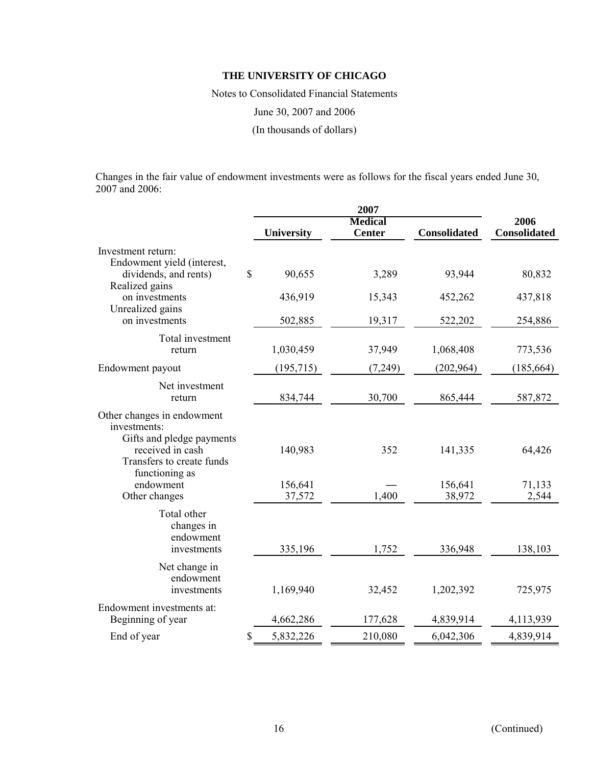**THE UNIVERSITY OF CHICAGO**

Notes to Consolidated Financial Statements

June 30, 2007 and 2006

(In thousands of dollars)

Changes in the fair value of endowment investments were as follows for the fiscal years ended June 30, 2007 and 2006:

| | 2007 | | | 2006 |
|---|---|---|---|---|
| | **University** | **Medical Center** | **Consolidated** | **Consolidated** |
| Investment return: | | | | |
| Endowment yield (interest, dividends, and rents) | $ 90,655 | 3,289 | 93,944 | 80,832 |
| Realized gains on investments | 436,919 | 15,343 | 452,262 | 437,818 |
| Unrealized gains on investments | 502,885 | 19,317 | 522,202 | 254,886 |
| Total investment return | 1,030,459 | 37,949 | 1,068,408 | 773,536 |
| Endowment payout | (195,715) | (7,249) | (202,964) | (185,664) |
| Net investment return | 834,744 | 30,700 | 865,444 | 587,872 |
| Other changes in endowment investments: | | | | |
| Gifts and pledge payments received in cash | 140,983 | 352 | 141,335 | 64,426 |
| Transfers to create funds functioning as endowment | 156,641 | — | 156,641 | 71,133 |
| Other changes | 37,572 | 1,400 | 38,972 | 2,544 |
| Total other changes in endowment investments | 335,196 | 1,752 | 336,948 | 138,103 |
| Net change in endowment investments | 1,169,940 | 32,452 | 1,202,392 | 725,975 |
| Endowment investments at: | | | | |
| Beginning of year | 4,662,286 | 177,628 | 4,839,914 | 4,113,939 |
| End of year | $ 5,832,226 | 210,080 | 6,042,306 | 4,839,914 |

(Continued)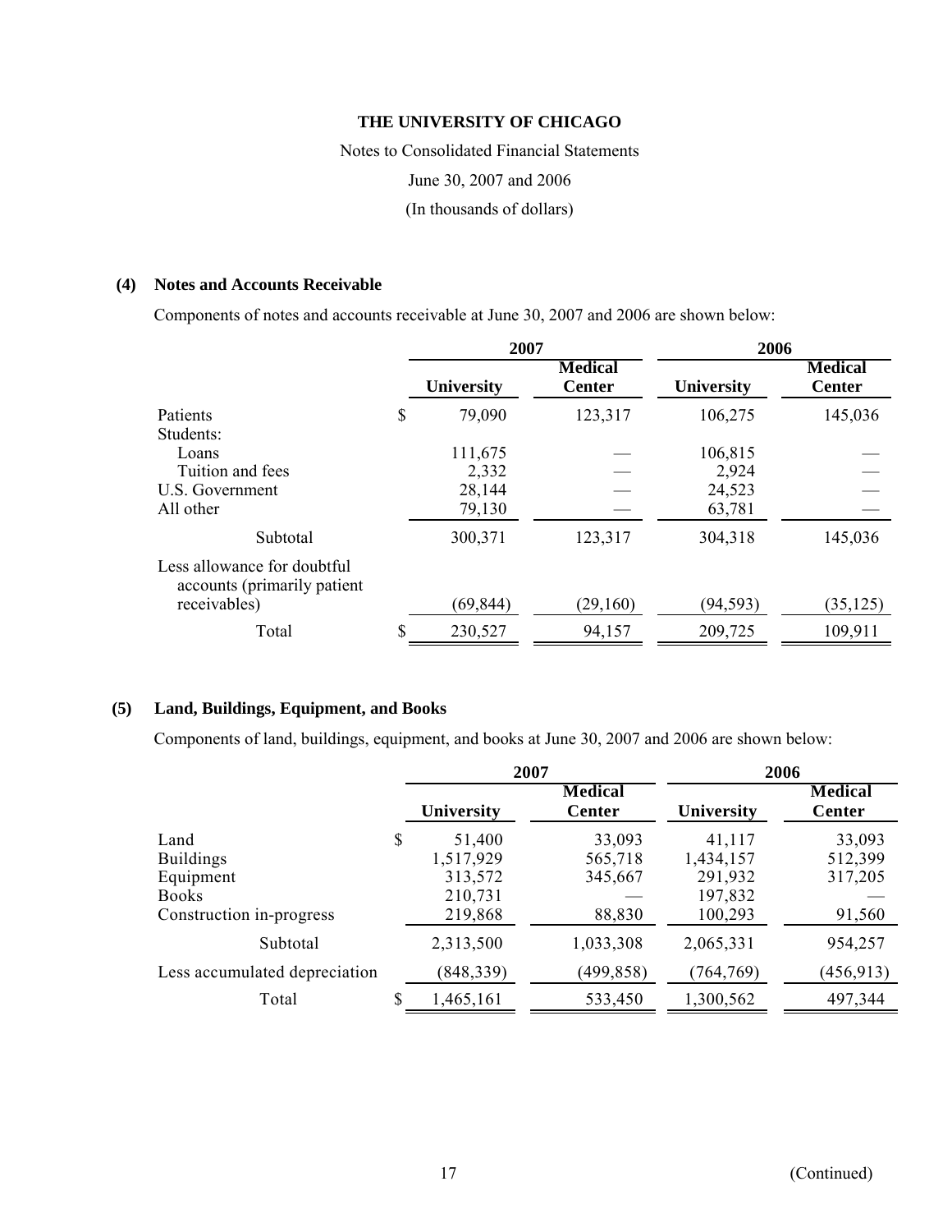**THE UNIVERSITY OF CHICAGO**

Notes to Consolidated Financial Statements

June 30, 2007 and 2006

(In thousands of dollars)

## (4) Notes and Accounts Receivable

Components of notes and accounts receivable at June 30, 2007 and 2006 are shown below:

| | 2007 | | 2006 | |
|---|---|---|---|---|
| | University | Medical Center | University | Medical Center |
| Patients | $ 79,090 | 123,317 | 106,275 | 145,036 |
| Students: | | | | |
| Loans | 111,675 | — | 106,815 | — |
| Tuition and fees | 2,332 | — | 2,924 | — |
| U.S. Government | 28,144 | — | 24,523 | — |
| All other | 79,130 | — | 63,781 | — |
| Subtotal | 300,371 | 123,317 | 304,318 | 145,036 |
| Less allowance for doubtful accounts (primarily patient receivables) | (69,844) | (29,160) | (94,593) | (35,125) |
| Total | $ 230,527 | 94,157 | 209,725 | 109,911 |

## (5) Land, Buildings, Equipment, and Books

Components of land, buildings, equipment, and books at June 30, 2007 and 2006 are shown below:

| | 2007 | | 2006 | |
|---|---|---|---|---|
| | University | Medical Center | University | Medical Center |
| Land | $ 51,400 | 33,093 | 41,117 | 33,093 |
| Buildings | 1,517,929 | 565,718 | 1,434,157 | 512,399 |
| Equipment | 313,572 | 345,667 | 291,932 | 317,205 |
| Books | 210,731 | — | 197,832 | — |
| Construction in-progress | 219,868 | 88,830 | 100,293 | 91,560 |
| Subtotal | 2,313,500 | 1,033,308 | 2,065,331 | 954,257 |
| Less accumulated depreciation | (848,339) | (499,858) | (764,769) | (456,913) |
| Total | $ 1,465,161 | 533,450 | 1,300,562 | 497,344 |

(Continued)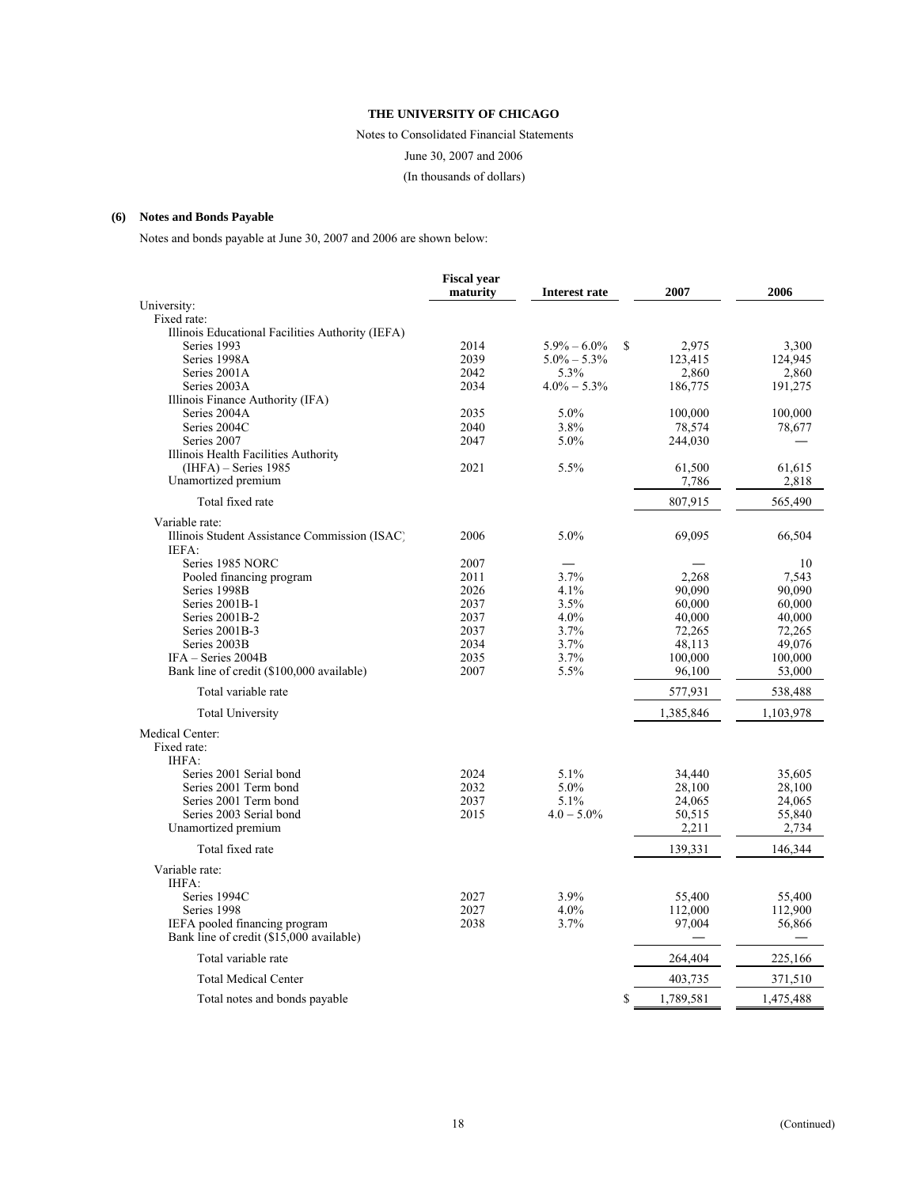**THE UNIVERSITY OF CHICAGO**

Notes to Consolidated Financial Statements

June 30, 2007 and 2006

(In thousands of dollars)

## (6) Notes and Bonds Payable

Notes and bonds payable at June 30, 2007 and 2006 are shown below:

| | Fiscal year maturity | Interest rate | 2007 | 2006 |
|---|---|---|---|---|
| University: | | | | |
| Fixed rate: | | | | |
| Illinois Educational Facilities Authority (IEFA) | | | | |
| Series 1993 | 2014 | 5.9% – 6.0% | $ 2,975 | 3,300 |
| Series 1998A | 2039 | 5.0% – 5.3% | 123,415 | 124,945 |
| Series 2001A | 2042 | 5.3% | 2,860 | 2,860 |
| Series 2003A | 2034 | 4.0% – 5.3% | 186,775 | 191,275 |
| Illinois Finance Authority (IFA) | | | | |
| Series 2004A | 2035 | 5.0% | 100,000 | 100,000 |
| Series 2004C | 2040 | 3.8% | 78,574 | 78,677 |
| Series 2007 | 2047 | 5.0% | 244,030 | — |
| Illinois Health Facilities Authority (IHFA) – Series 1985 | 2021 | 5.5% | 61,500 | 61,615 |
| Unamortized premium | | | 7,786 | 2,818 |
| Total fixed rate | | | 807,915 | 565,490 |
| Variable rate: | | | | |
| Illinois Student Assistance Commission (ISAC) | 2006 | 5.0% | 69,095 | 66,504 |
| IEFA: | | | | |
| Series 1985 NORC | 2007 | — | — | 10 |
| Pooled financing program | 2011 | 3.7% | 2,268 | 7,543 |
| Series 1998B | 2026 | 4.1% | 90,090 | 90,090 |
| Series 2001B-1 | 2037 | 3.5% | 60,000 | 60,000 |
| Series 2001B-2 | 2037 | 4.0% | 40,000 | 40,000 |
| Series 2001B-3 | 2037 | 3.7% | 72,265 | 72,265 |
| Series 2003B | 2034 | 3.7% | 48,113 | 49,076 |
| IFA – Series 2004B | 2035 | 3.7% | 100,000 | 100,000 |
| Bank line of credit ($100,000 available) | 2007 | 5.5% | 96,100 | 53,000 |
| Total variable rate | | | 577,931 | 538,488 |
| Total University | | | 1,385,846 | 1,103,978 |
| Medical Center: | | | | |
| Fixed rate: | | | | |
| IHFA: | | | | |
| Series 2001 Serial bond | 2024 | 5.1% | 34,440 | 35,605 |
| Series 2001 Term bond | 2032 | 5.0% | 28,100 | 28,100 |
| Series 2001 Term bond | 2037 | 5.1% | 24,065 | 24,065 |
| Series 2003 Serial bond | 2015 | 4.0 – 5.0% | 50,515 | 55,840 |
| Unamortized premium | | | 2,211 | 2,734 |
| Total fixed rate | | | 139,331 | 146,344 |
| Variable rate: | | | | |
| IHFA: | | | | |
| Series 1994C | 2027 | 3.9% | 55,400 | 55,400 |
| Series 1998 | 2027 | 4.0% | 112,000 | 112,900 |
| IEFA pooled financing program | 2038 | 3.7% | 97,004 | 56,866 |
| Bank line of credit ($15,000 available) | | | — | — |
| Total variable rate | | | 264,404 | 225,166 |
| Total Medical Center | | | 403,735 | 371,510 |
| Total notes and bonds payable | | | $ 1,789,581 | 1,475,488 |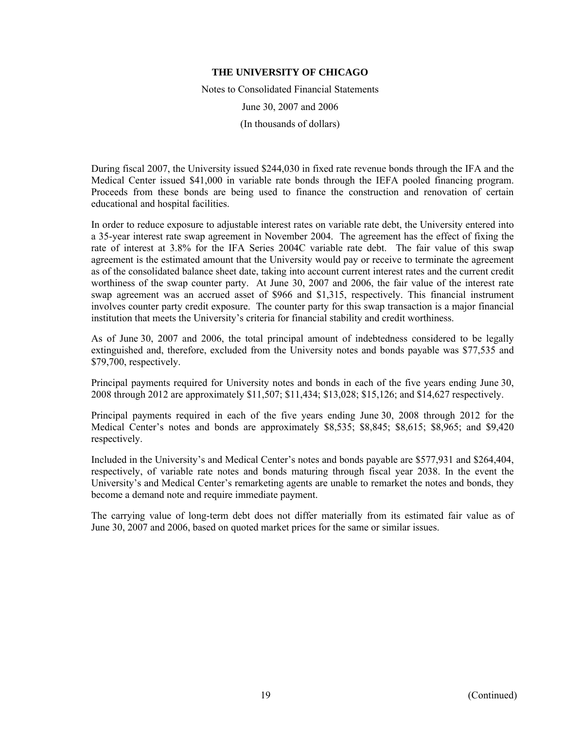During fiscal 2007, the University issued $244,030 in fixed rate revenue bonds through the IFA and the Medical Center issued $41,000 in variable rate bonds through the IEFA pooled financing program. Proceeds from these bonds are being used to finance the construction and renovation of certain educational and hospital facilities.

In order to reduce exposure to adjustable interest rates on variable rate debt, the University entered into a 35-year interest rate swap agreement in November 2004. The agreement has the effect of fixing the rate of interest at 3.8% for the IFA Series 2004C variable rate debt. The fair value of this swap agreement is the estimated amount that the University would pay or receive to terminate the agreement as of the consolidated balance sheet date, taking into account current interest rates and the current credit worthiness of the swap counter party. At June 30, 2007 and 2006, the fair value of the interest rate swap agreement was an accrued asset of $966 and $1,315, respectively. This financial instrument involves counter party credit exposure. The counter party for this swap transaction is a major financial institution that meets the University's criteria for financial stability and credit worthiness.

As of June 30, 2007 and 2006, the total principal amount of indebtedness considered to be legally extinguished and, therefore, excluded from the University notes and bonds payable was $77,535 and $79,700, respectively.

Principal payments required for University notes and bonds in each of the five years ending June 30, 2008 through 2012 are approximately $11,507; $11,434; $13,028; $15,126; and $14,627 respectively.

Principal payments required in each of the five years ending June 30, 2008 through 2012 for the Medical Center's notes and bonds are approximately $8,535; $8,845; $8,615; $8,965; and $9,420 respectively.

Included in the University's and Medical Center's notes and bonds payable are $577,931 and $264,404, respectively, of variable rate notes and bonds maturing through fiscal year 2038. In the event the University's and Medical Center's remarketing agents are unable to remarket the notes and bonds, they become a demand note and require immediate payment.

The carrying value of long-term debt does not differ materially from its estimated fair value as of June 30, 2007 and 2006, based on quoted market prices for the same or similar issues.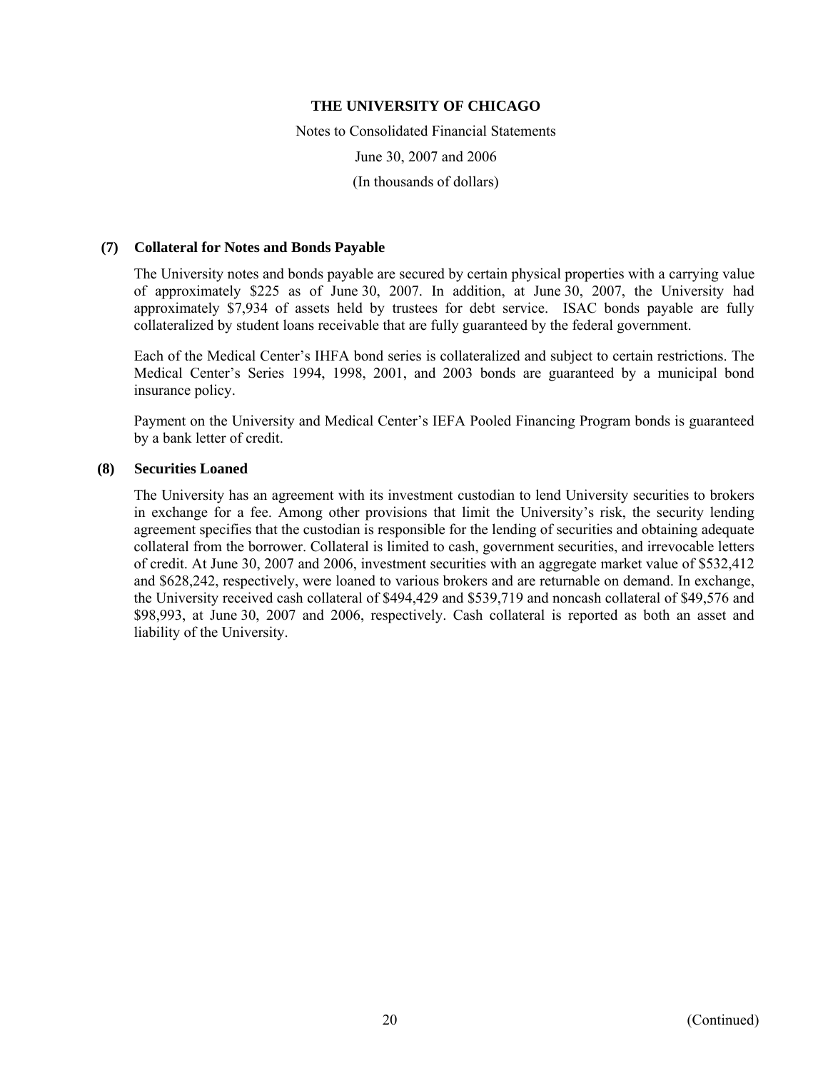**THE UNIVERSITY OF CHICAGO**

Notes to Consolidated Financial Statements

June 30, 2007 and 2006

(In thousands of dollars)

## (7) Collateral for Notes and Bonds Payable

The University notes and bonds payable are secured by certain physical properties with a carrying value of approximately $225 as of June 30, 2007. In addition, at June 30, 2007, the University had approximately $7,934 of assets held by trustees for debt service. ISAC bonds payable are fully collateralized by student loans receivable that are fully guaranteed by the federal government.

Each of the Medical Center's IHFA bond series is collateralized and subject to certain restrictions. The Medical Center's Series 1994, 1998, 2001, and 2003 bonds are guaranteed by a municipal bond insurance policy.

Payment on the University and Medical Center's IEFA Pooled Financing Program bonds is guaranteed by a bank letter of credit.

## (8) Securities Loaned

The University has an agreement with its investment custodian to lend University securities to brokers in exchange for a fee. Among other provisions that limit the University's risk, the security lending agreement specifies that the custodian is responsible for the lending of securities and obtaining adequate collateral from the borrower. Collateral is limited to cash, government securities, and irrevocable letters of credit. At June 30, 2007 and 2006, investment securities with an aggregate market value of $532,412 and $628,242, respectively, were loaned to various brokers and are returnable on demand. In exchange, the University received cash collateral of $494,429 and $539,719 and noncash collateral of $49,576 and $98,993, at June 30, 2007 and 2006, respectively. Cash collateral is reported as both an asset and liability of the University.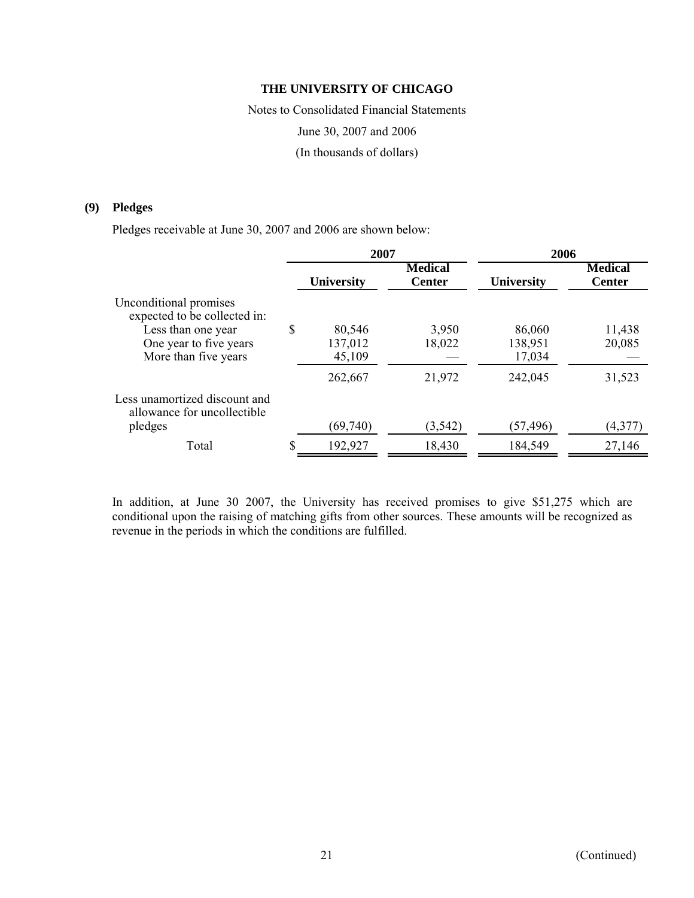THE UNIVERSITY OF CHICAGO

Notes to Consolidated Financial Statements

June 30, 2007 and 2006

(In thousands of dollars)

## (9) Pledges

Pledges receivable at June 30, 2007 and 2006 are shown below:

| | 2007 | | 2006 | |
|---|---|---|---|---|
| | University | Medical Center | University | Medical Center |
| Unconditional promises expected to be collected in: | | | | |
| Less than one year | $ 80,546 | 3,950 | 86,060 | 11,438 |
| One year to five years | 137,012 | 18,022 | 138,951 | 20,085 |
| More than five years | 45,109 | — | 17,034 | — |
| | 262,667 | 21,972 | 242,045 | 31,523 |
| Less unamortized discount and allowance for uncollectible pledges | (69,740) | (3,542) | (57,496) | (4,377) |
| Total | $ 192,927 | 18,430 | 184,549 | 27,146 |

In addition, at June 30 2007, the University has received promises to give $51,275 which are conditional upon the raising of matching gifts from other sources. These amounts will be recognized as revenue in the periods in which the conditions are fulfilled.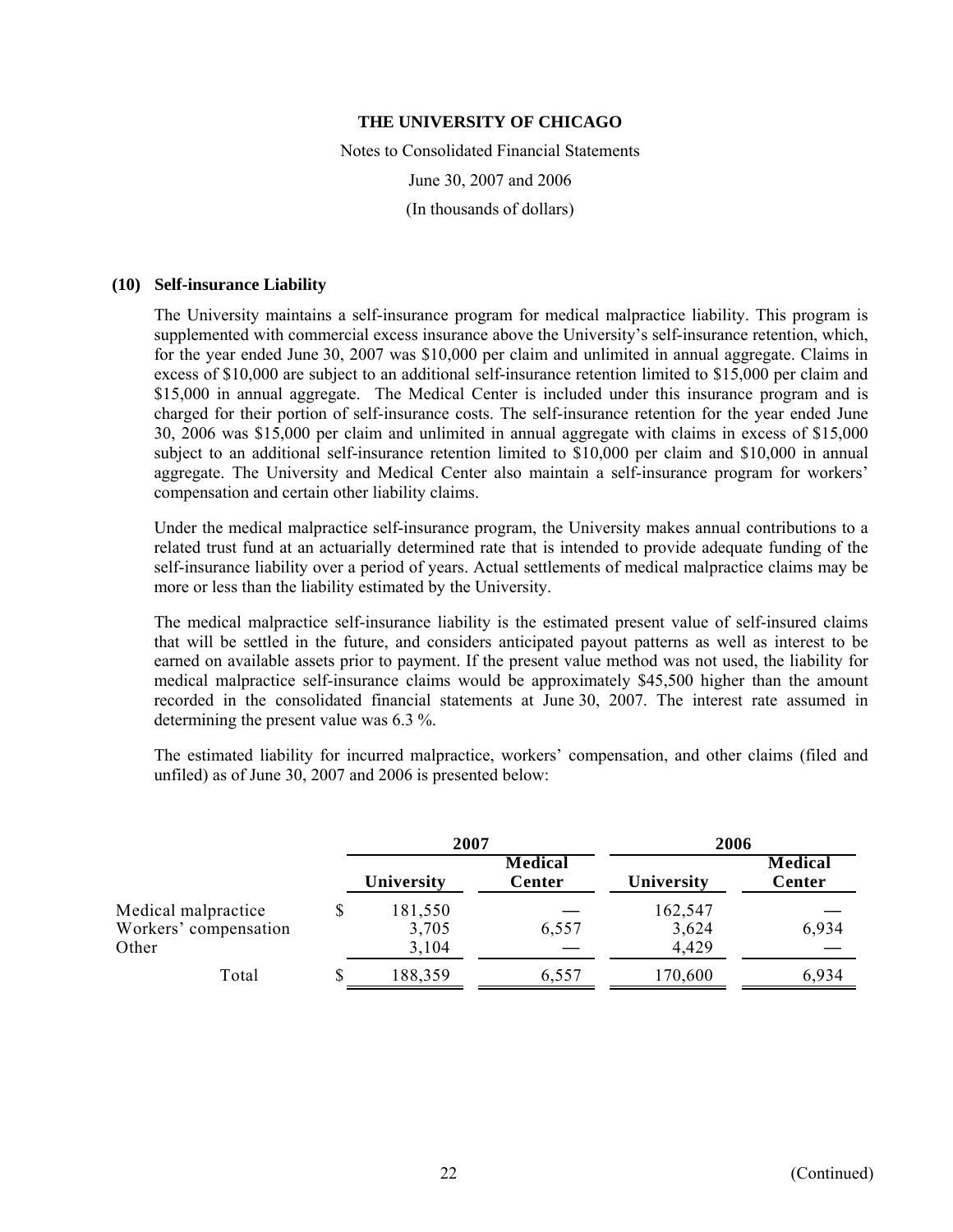# THE UNIVERSITY OF CHICAGO

Notes to Consolidated Financial Statements

June 30, 2007 and 2006

(In thousands of dollars)

## (10) Self-insurance Liability

The University maintains a self-insurance program for medical malpractice liability. This program is supplemented with commercial excess insurance above the University's self-insurance retention, which, for the year ended June 30, 2007 was \$10,000 per claim and unlimited in annual aggregate. Claims in excess of \$10,000 are subject to an additional self-insurance retention limited to \$15,000 per claim and \$15,000 in annual aggregate. The Medical Center is included under this insurance program and is charged for their portion of self-insurance costs. The self-insurance retention for the year ended June 30, 2006 was \$15,000 per claim and unlimited in annual aggregate with claims in excess of \$15,000 subject to an additional self-insurance retention limited to \$10,000 per claim and \$10,000 in annual aggregate. The University and Medical Center also maintain a self-insurance program for workers' compensation and certain other liability claims.

Under the medical malpractice self-insurance program, the University makes annual contributions to a related trust fund at an actuarially determined rate that is intended to provide adequate funding of the self-insurance liability over a period of years. Actual settlements of medical malpractice claims may be more or less than the liability estimated by the University.

The medical malpractice self-insurance liability is the estimated present value of self-insured claims that will be settled in the future, and considers anticipated payout patterns as well as interest to be earned on available assets prior to payment. If the present value method was not used, the liability for medical malpractice self-insurance claims would be approximately \$45,500 higher than the amount recorded in the consolidated financial statements at June 30, 2007. The interest rate assumed in determining the present value was 6.3 %.

The estimated liability for incurred malpractice, workers' compensation, and other claims (filed and unfiled) as of June 30, 2007 and 2006 is presented below:

| | 2007 | | 2006 | |
|---|---|---|---|---|
| | University | Medical Center | University | Medical Center |
| Medical malpractice | \$ 181,550 | — | 162,547 | — |
| Workers' compensation | 3,705 | 6,557 | 3,624 | 6,934 |
| Other | 3,104 | — | 4,429 | — |
| Total | \$ 188,359 | 6,557 | 170,600 | 6,934 |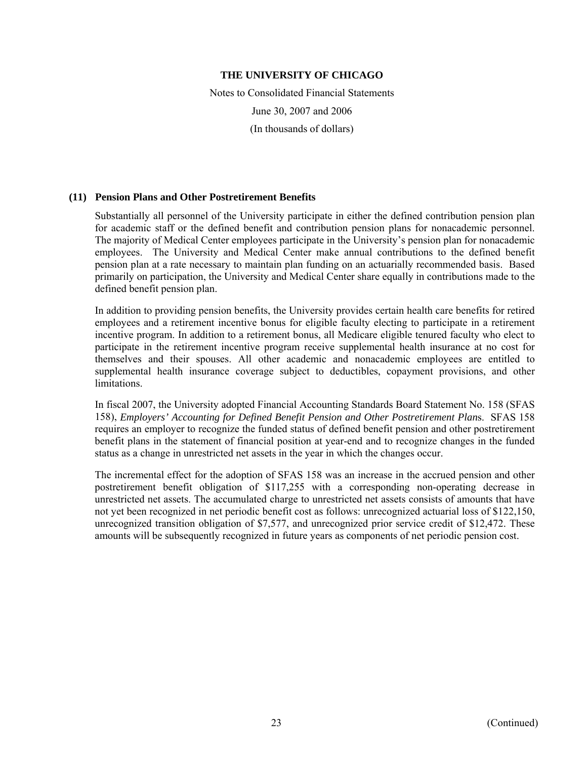## (11) Pension Plans and Other Postretirement Benefits

Substantially all personnel of the University participate in either the defined contribution pension plan for academic staff or the defined benefit and contribution pension plans for nonacademic personnel. The majority of Medical Center employees participate in the University's pension plan for nonacademic employees. The University and Medical Center make annual contributions to the defined benefit pension plan at a rate necessary to maintain plan funding on an actuarially recommended basis. Based primarily on participation, the University and Medical Center share equally in contributions made to the defined benefit pension plan.

In addition to providing pension benefits, the University provides certain health care benefits for retired employees and a retirement incentive bonus for eligible faculty electing to participate in a retirement incentive program. In addition to a retirement bonus, all Medicare eligible tenured faculty who elect to participate in the retirement incentive program receive supplemental health insurance at no cost for themselves and their spouses. All other academic and nonacademic employees are entitled to supplemental health insurance coverage subject to deductibles, copayment provisions, and other limitations.

In fiscal 2007, the University adopted Financial Accounting Standards Board Statement No. 158 (SFAS 158), *Employers' Accounting for Defined Benefit Pension and Other Postretirement Plans*. SFAS 158 requires an employer to recognize the funded status of defined benefit pension and other postretirement benefit plans in the statement of financial position at year-end and to recognize changes in the funded status as a change in unrestricted net assets in the year in which the changes occur.

The incremental effect for the adoption of SFAS 158 was an increase in the accrued pension and other postretirement benefit obligation of $117,255 with a corresponding non-operating decrease in unrestricted net assets. The accumulated charge to unrestricted net assets consists of amounts that have not yet been recognized in net periodic benefit cost as follows: unrecognized actuarial loss of $122,150, unrecognized transition obligation of $7,577, and unrecognized prior service credit of $12,472. These amounts will be subsequently recognized in future years as components of net periodic pension cost.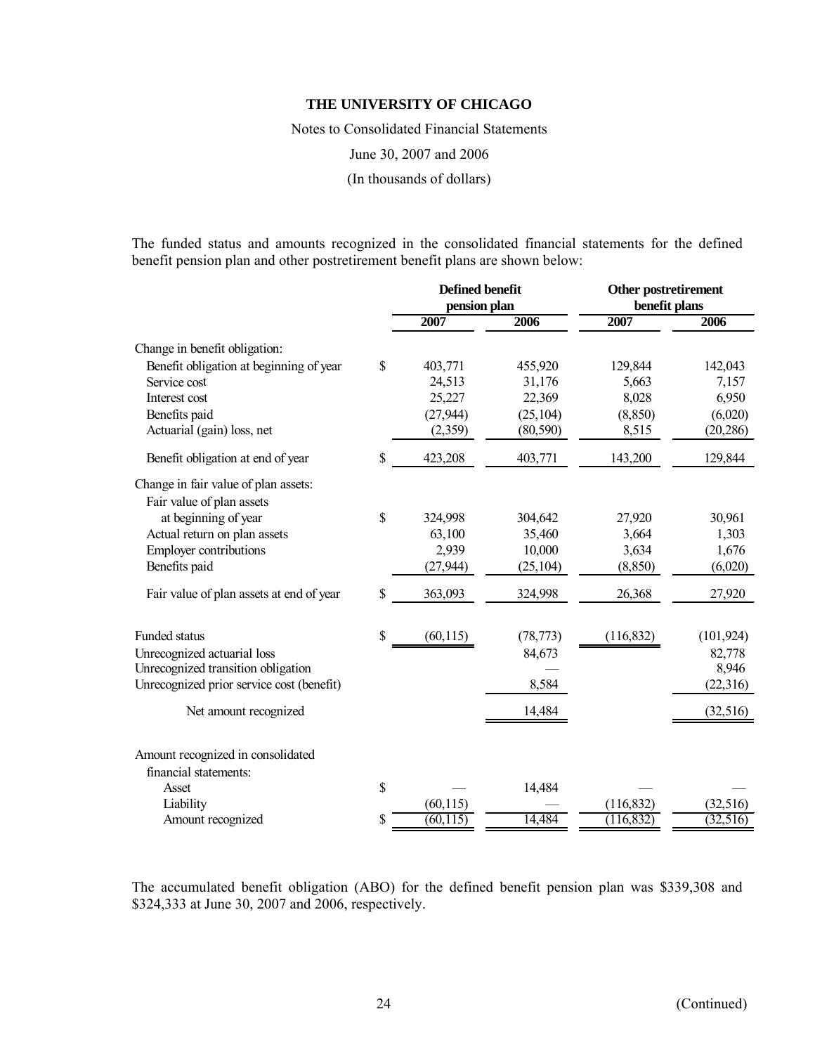**THE UNIVERSITY OF CHICAGO**

Notes to Consolidated Financial Statements

June 30, 2007 and 2006

(In thousands of dollars)

The funded status and amounts recognized in the consolidated financial statements for the defined benefit pension plan and other postretirement benefit plans are shown below:

| | Defined benefit pension plan | | Other postretirement benefit plans | |
|---|---|---|---|---|
| | 2007 | 2006 | 2007 | 2006 |
| Change in benefit obligation: | | | | |
| Benefit obligation at beginning of year | $ 403,771 | 455,920 | 129,844 | 142,043 |
| Service cost | 24,513 | 31,176 | 5,663 | 7,157 |
| Interest cost | 25,227 | 22,369 | 8,028 | 6,950 |
| Benefits paid | (27,944) | (25,104) | (8,850) | (6,020) |
| Actuarial (gain) loss, net | (2,359) | (80,590) | 8,515 | (20,286) |
| Benefit obligation at end of year | $ 423,208 | 403,771 | 143,200 | 129,844 |
| Change in fair value of plan assets: | | | | |
| Fair value of plan assets at beginning of year | $ 324,998 | 304,642 | 27,920 | 30,961 |
| Actual return on plan assets | 63,100 | 35,460 | 3,664 | 1,303 |
| Employer contributions | 2,939 | 10,000 | 3,634 | 1,676 |
| Benefits paid | (27,944) | (25,104) | (8,850) | (6,020) |
| Fair value of plan assets at end of year | $ 363,093 | 324,998 | 26,368 | 27,920 |
| Funded status | $ (60,115) | (78,773) | (116,832) | (101,924) |
| Unrecognized actuarial loss | | 84,673 | | 82,778 |
| Unrecognized transition obligation | | — | | 8,946 |
| Unrecognized prior service cost (benefit) | | 8,584 | | (22,316) |
| Net amount recognized | | 14,484 | | (32,516) |
| Amount recognized in consolidated financial statements: | | | | |
| Asset | $ — | 14,484 | — | — |
| Liability | (60,115) | — | (116,832) | (32,516) |
| Amount recognized | $ (60,115) | 14,484 | (116,832) | (32,516) |

The accumulated benefit obligation (ABO) for the defined benefit pension plan was $339,308 and $324,333 at June 30, 2007 and 2006, respectively.

(Continued)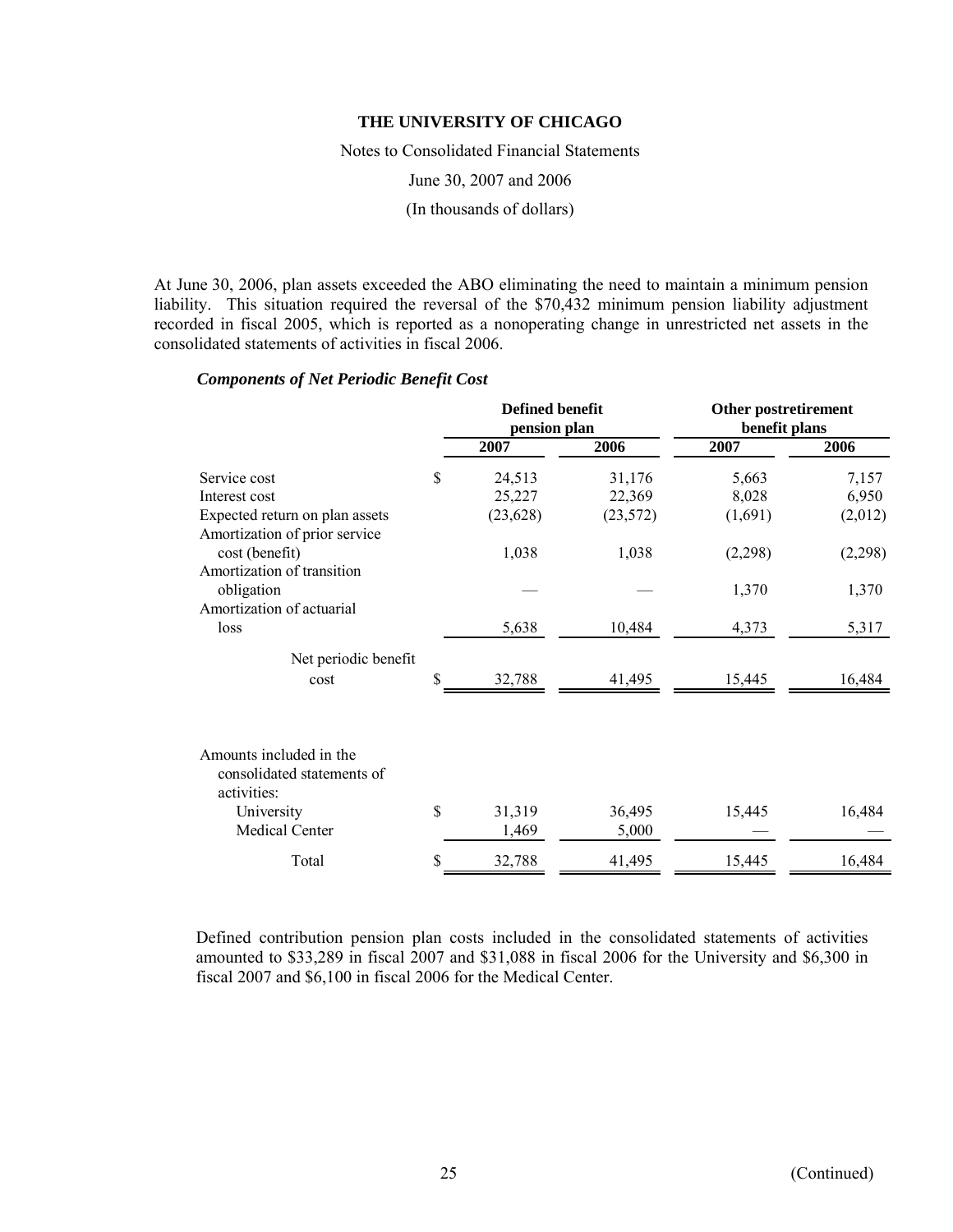At June 30, 2006, plan assets exceeded the ABO eliminating the need to maintain a minimum pension liability. This situation required the reversal of the $70,432 minimum pension liability adjustment recorded in fiscal 2005, which is reported as a nonoperating change in unrestricted net assets in the consolidated statements of activities in fiscal 2006.

***Components of Net Periodic Benefit Cost***

| | Defined benefit pension plan | | Other postretirement benefit plans | |
|---|---|---|---|---|
| | 2007 | 2006 | 2007 | 2006 |
| Service cost | $ 24,513 | 31,176 | 5,663 | 7,157 |
| Interest cost | 25,227 | 22,369 | 8,028 | 6,950 |
| Expected return on plan assets | (23,628) | (23,572) | (1,691) | (2,012) |
| Amortization of prior service cost (benefit) | 1,038 | 1,038 | (2,298) | (2,298) |
| Amortization of transition obligation | — | — | 1,370 | 1,370 |
| Amortization of actuarial loss | 5,638 | 10,484 | 4,373 | 5,317 |
| Net periodic benefit cost | $ 32,788 | 41,495 | 15,445 | 16,484 |
| Amounts included in the consolidated statements of activities: | | | | |
| University | $ 31,319 | 36,495 | 15,445 | 16,484 |
| Medical Center | 1,469 | 5,000 | — | — |
| Total | $ 32,788 | 41,495 | 15,445 | 16,484 |

Defined contribution pension plan costs included in the consolidated statements of activities amounted to $33,289 in fiscal 2007 and $31,088 in fiscal 2006 for the University and $6,300 in fiscal 2007 and $6,100 in fiscal 2006 for the Medical Center.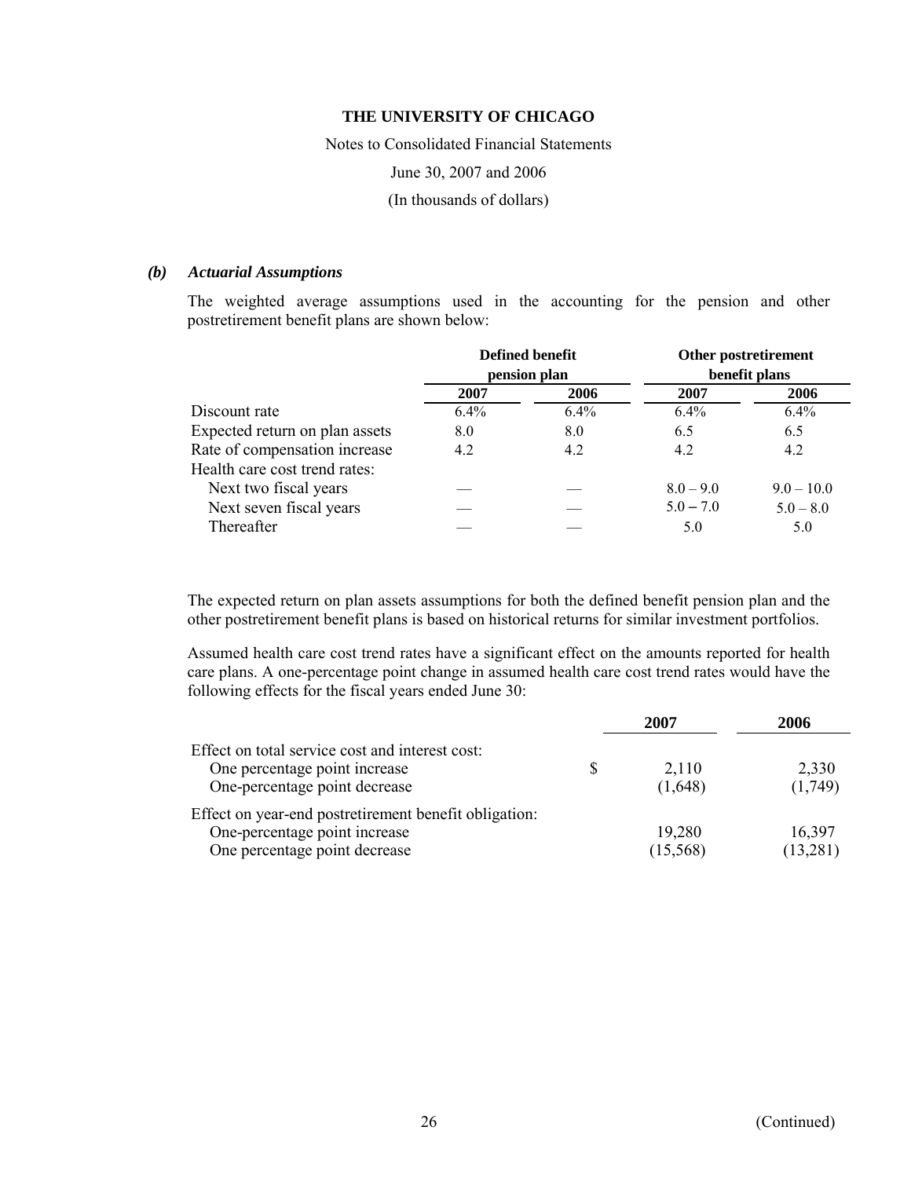### *(b) Actuarial Assumptions*

The weighted average assumptions used in the accounting for the pension and other postretirement benefit plans are shown below:

| | Defined benefit pension plan | | Other postretirement benefit plans | |
|---|---|---|---|---|
| | **2007** | **2006** | **2007** | **2006** |
| Discount rate | 6.4% | 6.4% | 6.4% | 6.4% |
| Expected return on plan assets | 8.0 | 8.0 | 6.5 | 6.5 |
| Rate of compensation increase | 4.2 | 4.2 | 4.2 | 4.2 |
| Health care cost trend rates: | | | | |
| Next two fiscal years | — | — | 8.0 – 9.0 | 9.0 – 10.0 |
| Next seven fiscal years | — | — | 5.0 – 7.0 | 5.0 – 8.0 |
| Thereafter | — | — | 5.0 | 5.0 |

The expected return on plan assets assumptions for both the defined benefit pension plan and the other postretirement benefit plans is based on historical returns for similar investment portfolios.

Assumed health care cost trend rates have a significant effect on the amounts reported for health care plans. A one-percentage point change in assumed health care cost trend rates would have the following effects for the fiscal years ended June 30:

| | 2007 | 2006 |
|---|---|---|
| Effect on total service cost and interest cost: | | |
| One percentage point increase | $ 2,110 | 2,330 |
| One-percentage point decrease | (1,648) | (1,749) |
| Effect on year-end postretirement benefit obligation: | | |
| One-percentage point increase | 19,280 | 16,397 |
| One percentage point decrease | (15,568) | (13,281) |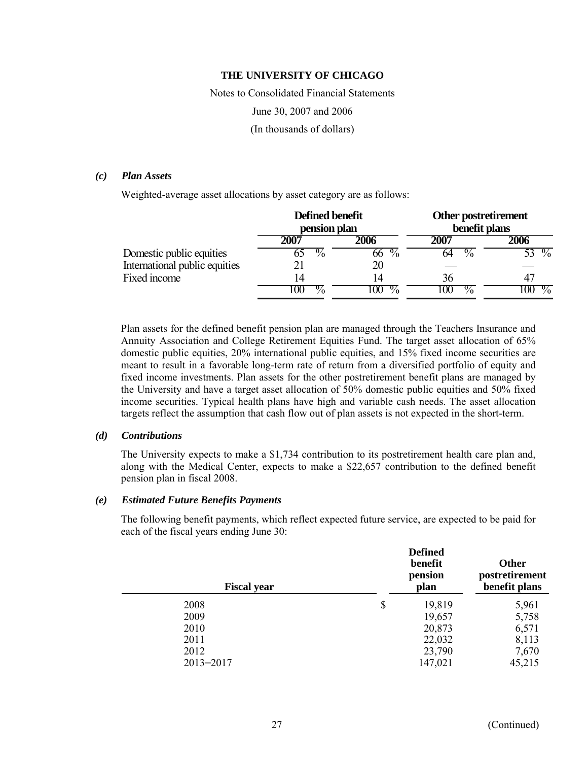**THE UNIVERSITY OF CHICAGO**

Notes to Consolidated Financial Statements

June 30, 2007 and 2006

(In thousands of dollars)

***(c) Plan Assets***

Weighted-average asset allocations by asset category are as follows:

| | Defined benefit pension plan | | Other postretirement benefit plans | |
|---|---|---|---|---|
| | **2007** | **2006** | **2007** | **2006** |
| Domestic public equities | 65 % | 66 % | 64 % | 53 % |
| International public equities | 21 | 20 | — | — |
| Fixed income | 14 | 14 | 36 | 47 |
| | 100 % | 100 % | 100 % | 100 % |

Plan assets for the defined benefit pension plan are managed through the Teachers Insurance and Annuity Association and College Retirement Equities Fund. The target asset allocation of 65% domestic public equities, 20% international public equities, and 15% fixed income securities are meant to result in a favorable long-term rate of return from a diversified portfolio of equity and fixed income investments. Plan assets for the other postretirement benefit plans are managed by the University and have a target asset allocation of 50% domestic public equities and 50% fixed income securities. Typical health plans have high and variable cash needs. The asset allocation targets reflect the assumption that cash flow out of plan assets is not expected in the short-term.

***(d) Contributions***

The University expects to make a $1,734 contribution to its postretirement health care plan and, along with the Medical Center, expects to make a $22,657 contribution to the defined benefit pension plan in fiscal 2008.

***(e) Estimated Future Benefits Payments***

The following benefit payments, which reflect expected future service, are expected to be paid for each of the fiscal years ending June 30:

| Fiscal year | Defined benefit pension plan | Other postretirement benefit plans |
|---|---|---|
| 2008 | $ 19,819 | 5,961 |
| 2009 | 19,657 | 5,758 |
| 2010 | 20,873 | 6,571 |
| 2011 | 22,032 | 8,113 |
| 2012 | 23,790 | 7,670 |
| 2013–2017 | 147,021 | 45,215 |

(Continued)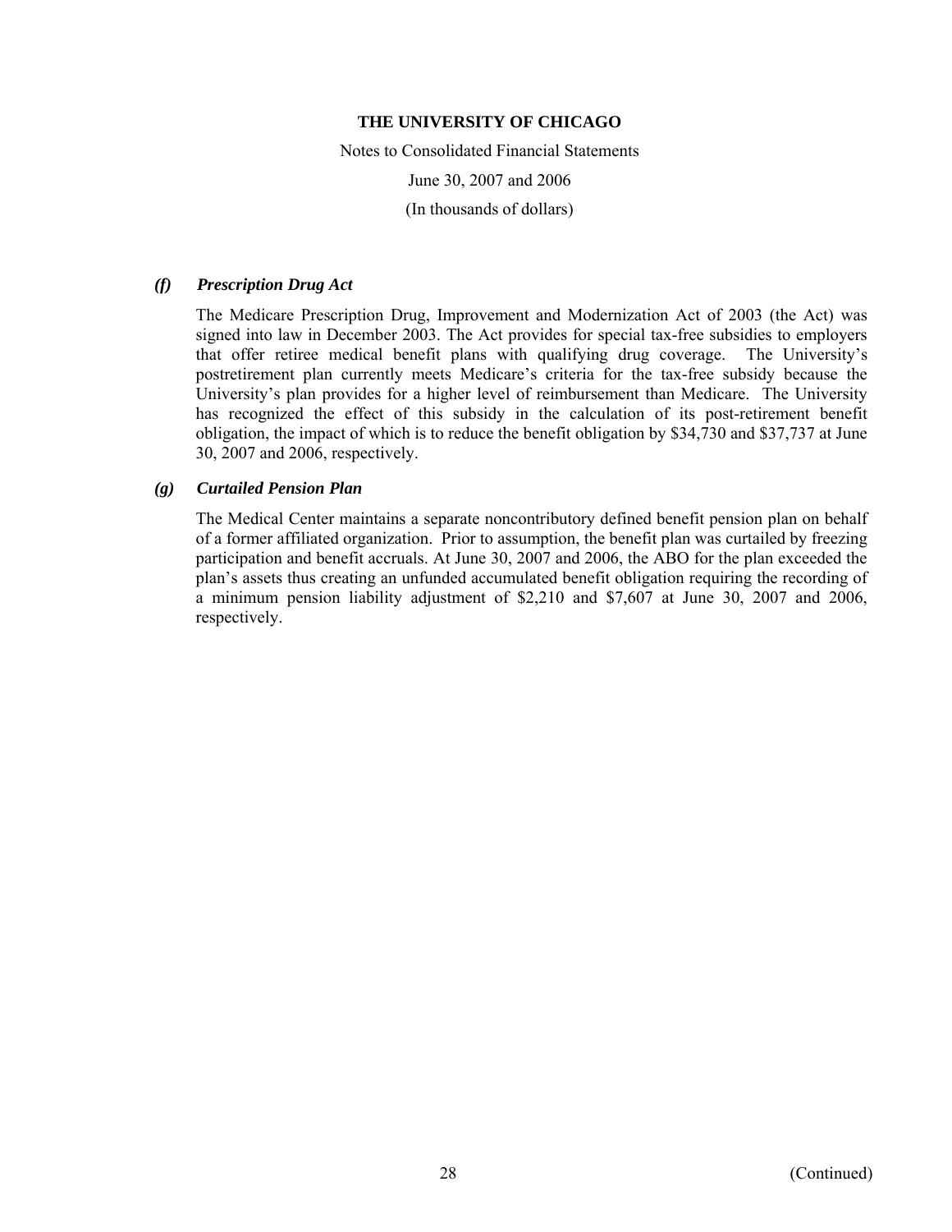# THE UNIVERSITY OF CHICAGO

Notes to Consolidated Financial Statements

June 30, 2007 and 2006

(In thousands of dollars)

### *(f) Prescription Drug Act*

The Medicare Prescription Drug, Improvement and Modernization Act of 2003 (the Act) was signed into law in December 2003. The Act provides for special tax-free subsidies to employers that offer retiree medical benefit plans with qualifying drug coverage. The University's postretirement plan currently meets Medicare's criteria for the tax-free subsidy because the University's plan provides for a higher level of reimbursement than Medicare. The University has recognized the effect of this subsidy in the calculation of its post-retirement benefit obligation, the impact of which is to reduce the benefit obligation by $34,730 and $37,737 at June 30, 2007 and 2006, respectively.

### *(g) Curtailed Pension Plan*

The Medical Center maintains a separate noncontributory defined benefit pension plan on behalf of a former affiliated organization. Prior to assumption, the benefit plan was curtailed by freezing participation and benefit accruals. At June 30, 2007 and 2006, the ABO for the plan exceeded the plan's assets thus creating an unfunded accumulated benefit obligation requiring the recording of a minimum pension liability adjustment of $2,210 and $7,607 at June 30, 2007 and 2006, respectively.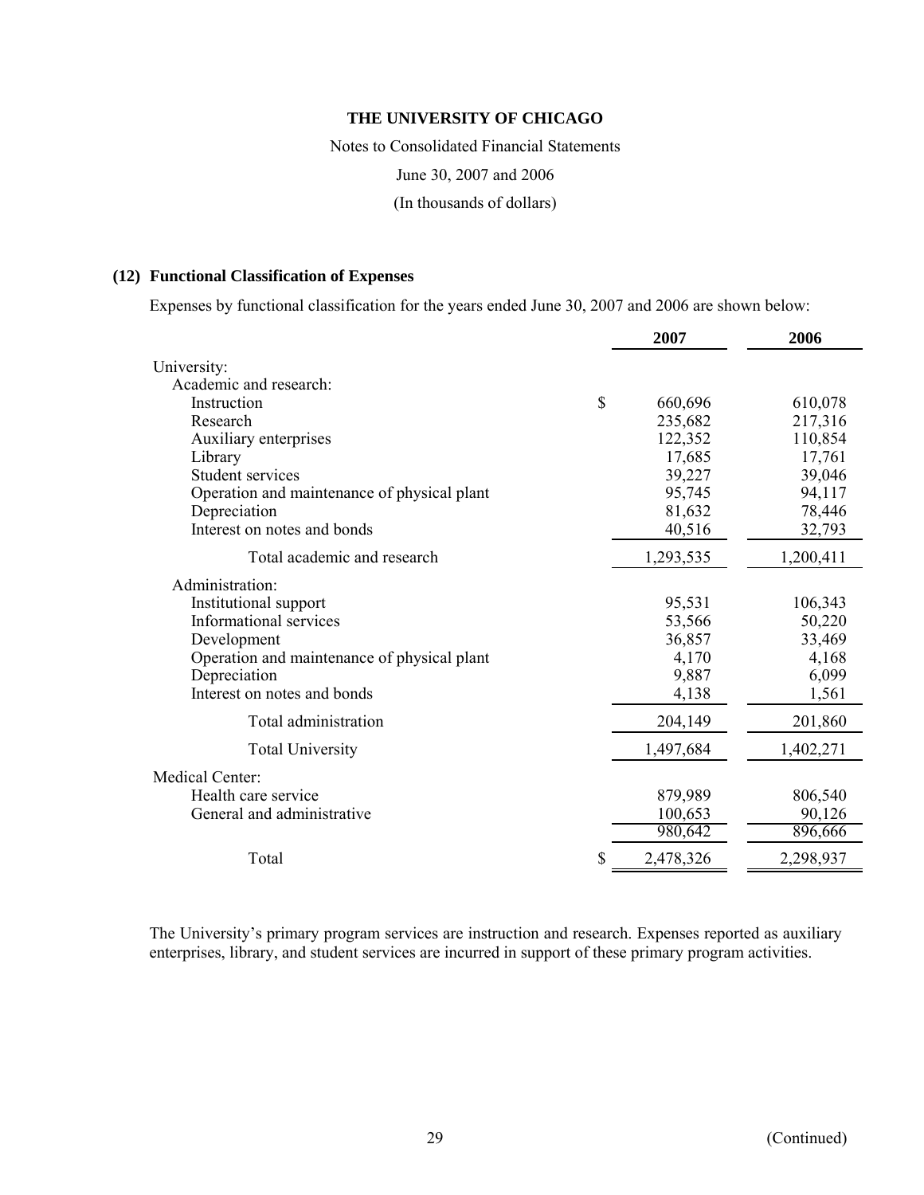# THE UNIVERSITY OF CHICAGO

Notes to Consolidated Financial Statements

June 30, 2007 and 2006

(In thousands of dollars)

## (12) Functional Classification of Expenses

Expenses by functional classification for the years ended June 30, 2007 and 2006 are shown below:

| | 2007 | 2006 |
|---|---|---|
| University: | | |
| Academic and research: | | |
| Instruction | $ 660,696 | 610,078 |
| Research | 235,682 | 217,316 |
| Auxiliary enterprises | 122,352 | 110,854 |
| Library | 17,685 | 17,761 |
| Student services | 39,227 | 39,046 |
| Operation and maintenance of physical plant | 95,745 | 94,117 |
| Depreciation | 81,632 | 78,446 |
| Interest on notes and bonds | 40,516 | 32,793 |
| Total academic and research | 1,293,535 | 1,200,411 |
| Administration: | | |
| Institutional support | 95,531 | 106,343 |
| Informational services | 53,566 | 50,220 |
| Development | 36,857 | 33,469 |
| Operation and maintenance of physical plant | 4,170 | 4,168 |
| Depreciation | 9,887 | 6,099 |
| Interest on notes and bonds | 4,138 | 1,561 |
| Total administration | 204,149 | 201,860 |
| Total University | 1,497,684 | 1,402,271 |
| Medical Center: | | |
| Health care service | 879,989 | 806,540 |
| General and administrative | 100,653 | 90,126 |
| | 980,642 | 896,666 |
| Total | $ 2,478,326 | 2,298,937 |

The University's primary program services are instruction and research. Expenses reported as auxiliary enterprises, library, and student services are incurred in support of these primary program activities.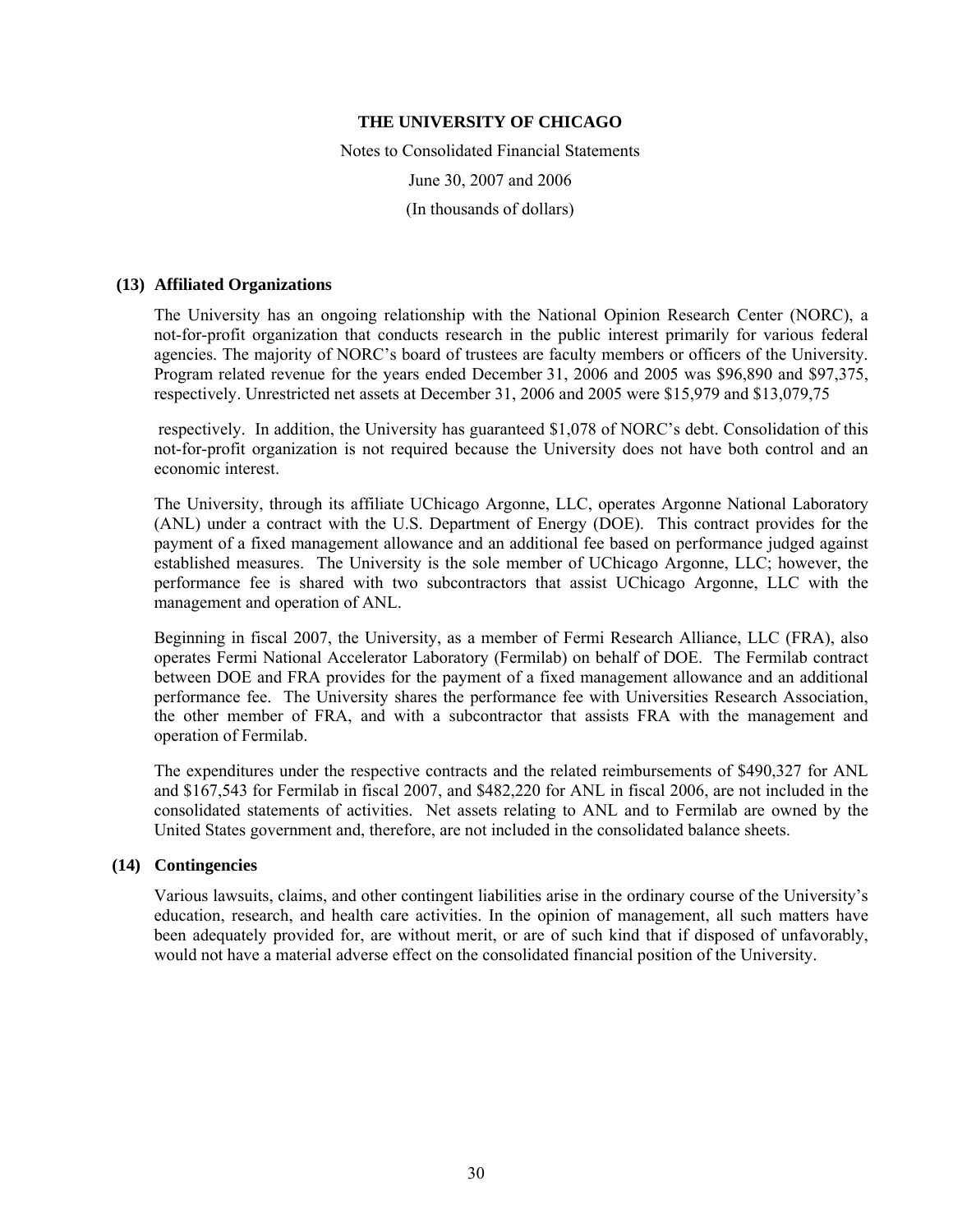# THE UNIVERSITY OF CHICAGO

Notes to Consolidated Financial Statements

June 30, 2007 and 2006

(In thousands of dollars)

## (13) Affiliated Organizations

The University has an ongoing relationship with the National Opinion Research Center (NORC), a not-for-profit organization that conducts research in the public interest primarily for various federal agencies. The majority of NORC's board of trustees are faculty members or officers of the University. Program related revenue for the years ended December 31, 2006 and 2005 was $96,890 and $97,375, respectively. Unrestricted net assets at December 31, 2006 and 2005 were $15,979 and $13,079,75

respectively. In addition, the University has guaranteed $1,078 of NORC's debt. Consolidation of this not-for-profit organization is not required because the University does not have both control and an economic interest.

The University, through its affiliate UChicago Argonne, LLC, operates Argonne National Laboratory (ANL) under a contract with the U.S. Department of Energy (DOE). This contract provides for the payment of a fixed management allowance and an additional fee based on performance judged against established measures. The University is the sole member of UChicago Argonne, LLC; however, the performance fee is shared with two subcontractors that assist UChicago Argonne, LLC with the management and operation of ANL.

Beginning in fiscal 2007, the University, as a member of Fermi Research Alliance, LLC (FRA), also operates Fermi National Accelerator Laboratory (Fermilab) on behalf of DOE. The Fermilab contract between DOE and FRA provides for the payment of a fixed management allowance and an additional performance fee. The University shares the performance fee with Universities Research Association, the other member of FRA, and with a subcontractor that assists FRA with the management and operation of Fermilab.

The expenditures under the respective contracts and the related reimbursements of $490,327 for ANL and $167,543 for Fermilab in fiscal 2007, and $482,220 for ANL in fiscal 2006, are not included in the consolidated statements of activities. Net assets relating to ANL and to Fermilab are owned by the United States government and, therefore, are not included in the consolidated balance sheets.

## (14) Contingencies

Various lawsuits, claims, and other contingent liabilities arise in the ordinary course of the University's education, research, and health care activities. In the opinion of management, all such matters have been adequately provided for, are without merit, or are of such kind that if disposed of unfavorably, would not have a material adverse effect on the consolidated financial position of the University.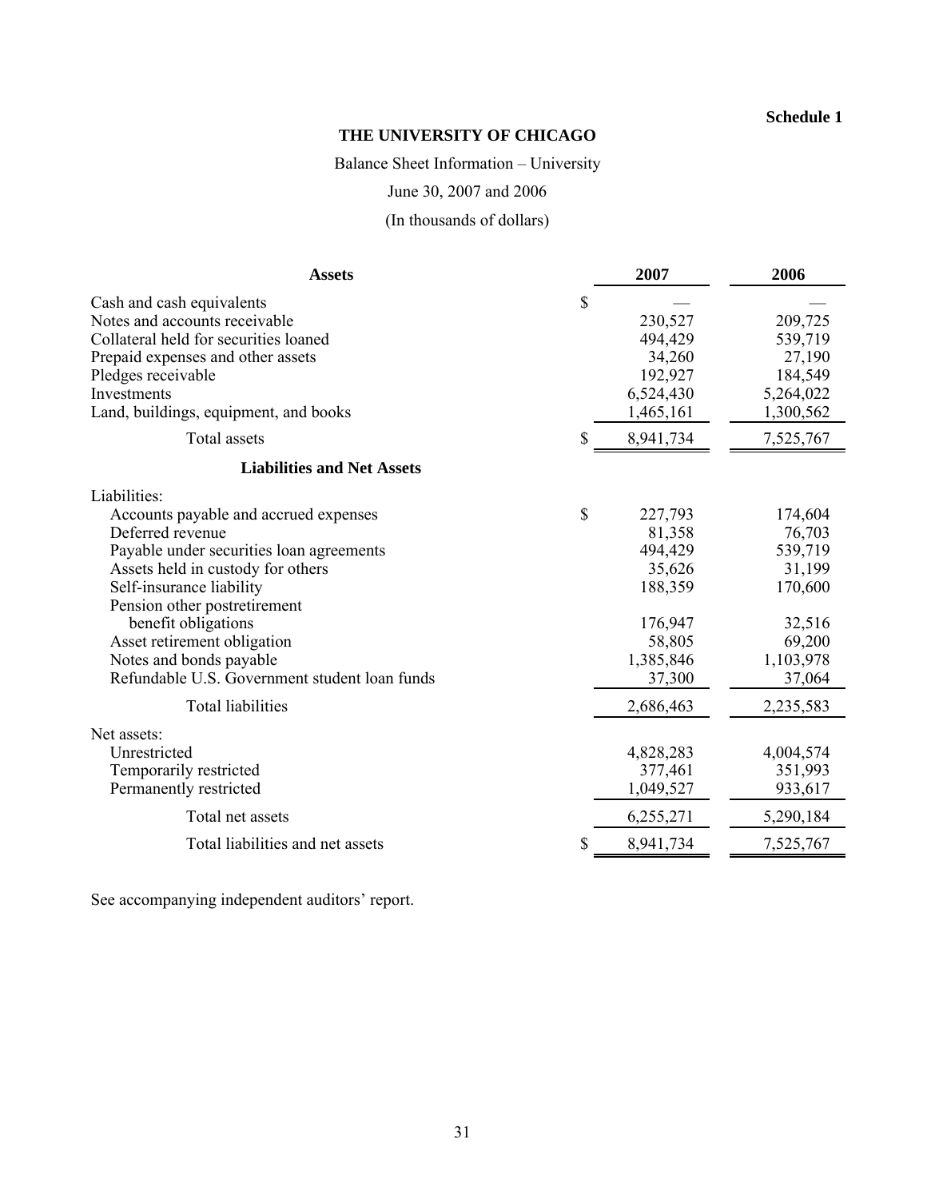**Schedule 1**

# THE UNIVERSITY OF CHICAGO

Balance Sheet Information – University

June 30, 2007 and 2006

(In thousands of dollars)

| Assets | | 2007 | 2006 |
|---|---|---|---|
| Cash and cash equivalents | $ | — | — |
| Notes and accounts receivable | | 230,527 | 209,725 |
| Collateral held for securities loaned | | 494,429 | 539,719 |
| Prepaid expenses and other assets | | 34,260 | 27,190 |
| Pledges receivable | | 192,927 | 184,549 |
| Investments | | 6,524,430 | 5,264,022 |
| Land, buildings, equipment, and books | | 1,465,161 | 1,300,562 |
| Total assets | $ | 8,941,734 | 7,525,767 |
| **Liabilities and Net Assets** | | | |
| Liabilities: | | | |
| Accounts payable and accrued expenses | $ | 227,793 | 174,604 |
| Deferred revenue | | 81,358 | 76,703 |
| Payable under securities loan agreements | | 494,429 | 539,719 |
| Assets held in custody for others | | 35,626 | 31,199 |
| Self-insurance liability | | 188,359 | 170,600 |
| Pension other postretirement benefit obligations | | 176,947 | 32,516 |
| Asset retirement obligation | | 58,805 | 69,200 |
| Notes and bonds payable | | 1,385,846 | 1,103,978 |
| Refundable U.S. Government student loan funds | | 37,300 | 37,064 |
| Total liabilities | | 2,686,463 | 2,235,583 |
| Net assets: | | | |
| Unrestricted | | 4,828,283 | 4,004,574 |
| Temporarily restricted | | 377,461 | 351,993 |
| Permanently restricted | | 1,049,527 | 933,617 |
| Total net assets | | 6,255,271 | 5,290,184 |
| Total liabilities and net assets | $ | 8,941,734 | 7,525,767 |

See accompanying independent auditors' report.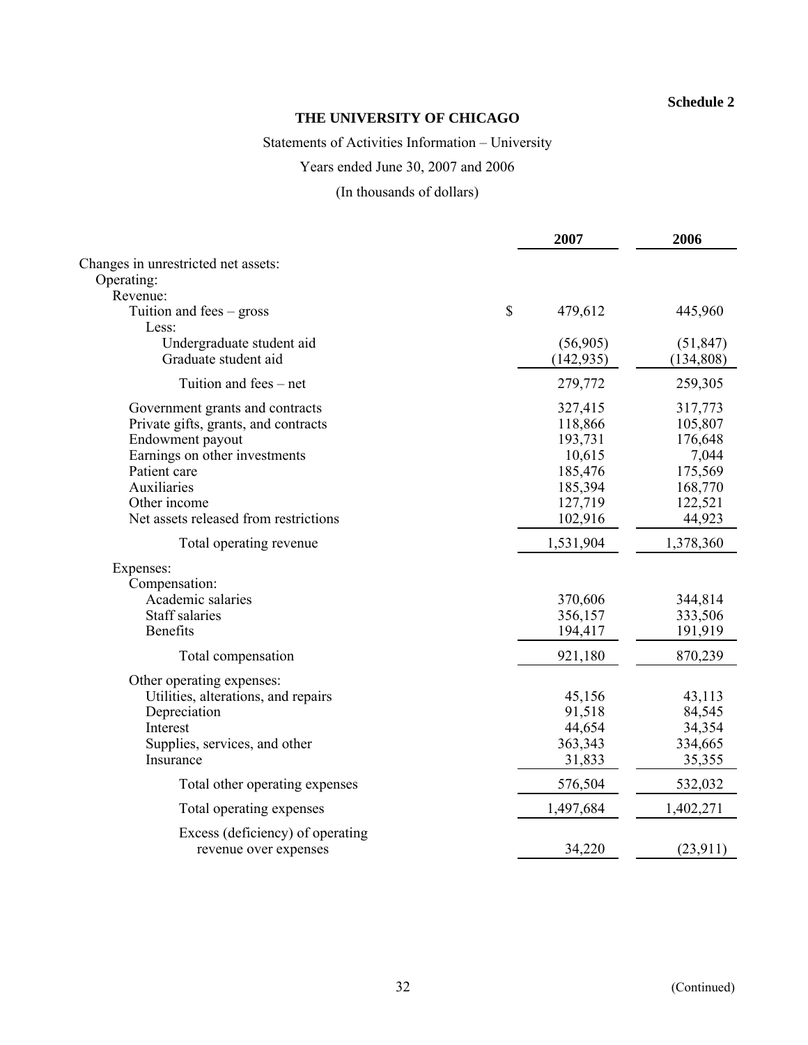**Schedule 2**

# THE UNIVERSITY OF CHICAGO

Statements of Activities Information – University

Years ended June 30, 2007 and 2006

(In thousands of dollars)

| | 2007 | 2006 |
|---|---|---|
| Changes in unrestricted net assets: | | |
| Operating: | | |
| Revenue: | | |
| Tuition and fees – gross | $ 479,612 | 445,960 |
| Less: | | |
| Undergraduate student aid | (56,905) | (51,847) |
| Graduate student aid | (142,935) | (134,808) |
| Tuition and fees – net | 279,772 | 259,305 |
| Government grants and contracts | 327,415 | 317,773 |
| Private gifts, grants, and contracts | 118,866 | 105,807 |
| Endowment payout | 193,731 | 176,648 |
| Earnings on other investments | 10,615 | 7,044 |
| Patient care | 185,476 | 175,569 |
| Auxiliaries | 185,394 | 168,770 |
| Other income | 127,719 | 122,521 |
| Net assets released from restrictions | 102,916 | 44,923 |
| Total operating revenue | 1,531,904 | 1,378,360 |
| Expenses: | | |
| Compensation: | | |
| Academic salaries | 370,606 | 344,814 |
| Staff salaries | 356,157 | 333,506 |
| Benefits | 194,417 | 191,919 |
| Total compensation | 921,180 | 870,239 |
| Other operating expenses: | | |
| Utilities, alterations, and repairs | 45,156 | 43,113 |
| Depreciation | 91,518 | 84,545 |
| Interest | 44,654 | 34,354 |
| Supplies, services, and other | 363,343 | 334,665 |
| Insurance | 31,833 | 35,355 |
| Total other operating expenses | 576,504 | 532,032 |
| Total operating expenses | 1,497,684 | 1,402,271 |
| Excess (deficiency) of operating revenue over expenses | 34,220 | (23,911) |

(Continued)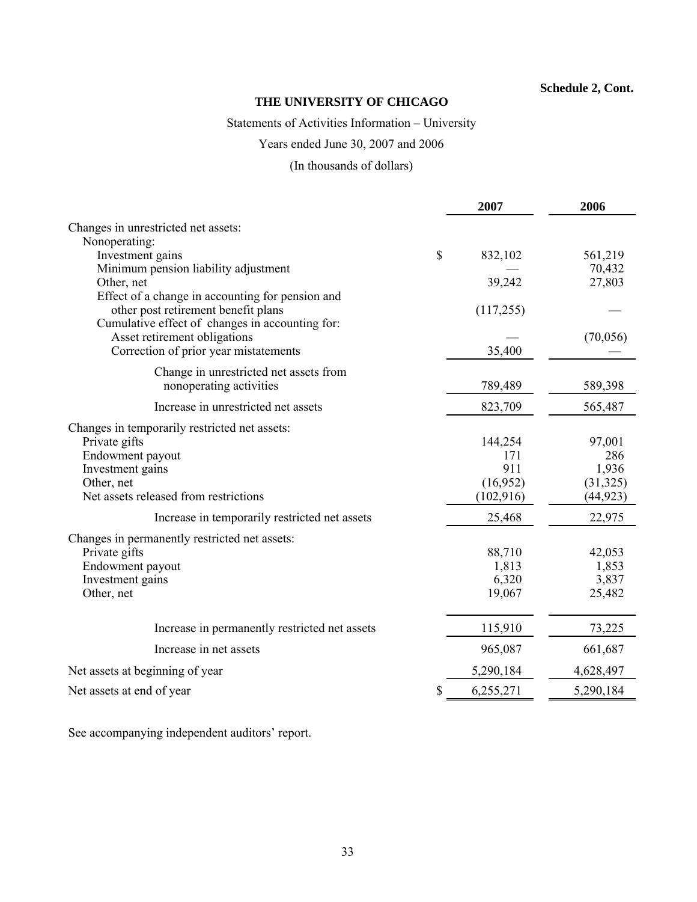**Schedule 2, Cont.**

# THE UNIVERSITY OF CHICAGO

Statements of Activities Information – University

Years ended June 30, 2007 and 2006

(In thousands of dollars)

| | | 2007 | 2006 |
|---|---|---|---|
| Changes in unrestricted net assets: | | | |
| Nonoperating: | | | |
| Investment gains | $ | 832,102 | 561,219 |
| Minimum pension liability adjustment | | — | 70,432 |
| Other, net | | 39,242 | 27,803 |
| Effect of a change in accounting for pension and other post retirement benefit plans | | (117,255) | — |
| Cumulative effect of changes in accounting for: | | | |
| Asset retirement obligations | | — | (70,056) |
| Correction of prior year mistatements | | 35,400 | — |
| Change in unrestricted net assets from nonoperating activities | | 789,489 | 589,398 |
| Increase in unrestricted net assets | | 823,709 | 565,487 |
| Changes in temporarily restricted net assets: | | | |
| Private gifts | | 144,254 | 97,001 |
| Endowment payout | | 171 | 286 |
| Investment gains | | 911 | 1,936 |
| Other, net | | (16,952) | (31,325) |
| Net assets released from restrictions | | (102,916) | (44,923) |
| Increase in temporarily restricted net assets | | 25,468 | 22,975 |
| Changes in permanently restricted net assets: | | | |
| Private gifts | | 88,710 | 42,053 |
| Endowment payout | | 1,813 | 1,853 |
| Investment gains | | 6,320 | 3,837 |
| Other, net | | 19,067 | 25,482 |
| Increase in permanently restricted net assets | | 115,910 | 73,225 |
| Increase in net assets | | 965,087 | 661,687 |
| Net assets at beginning of year | | 5,290,184 | 4,628,497 |
| Net assets at end of year | $ | 6,255,271 | 5,290,184 |

See accompanying independent auditors' report.